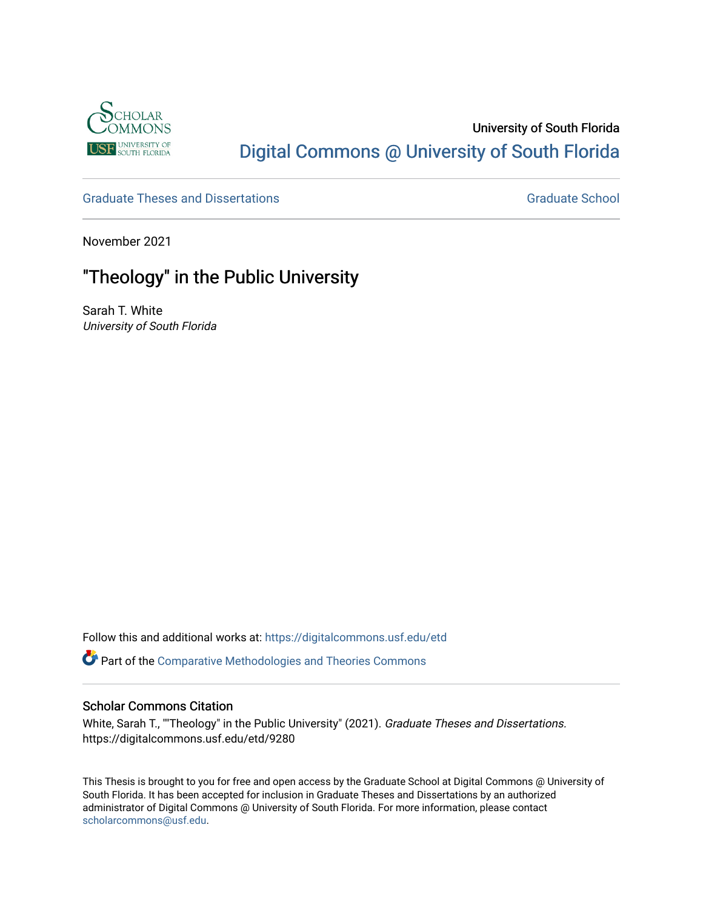University of South Florida

Digital Commons @ University of South Florida

Graduate Theses and Dissertations

Graduate School

November 2021

# "Theology" in the Public University

Sarah T. White
*University of South Florida*

Follow this and additional works at: https://digitalcommons.usf.edu/etd

Part of the Comparative Methodologies and Theories Commons

## Scholar Commons Citation

White, Sarah T., ""Theology" in the Public University" (2021). *Graduate Theses and Dissertations.* https://digitalcommons.usf.edu/etd/9280

This Thesis is brought to you for free and open access by the Graduate School at Digital Commons @ University of South Florida. It has been accepted for inclusion in Graduate Theses and Dissertations by an authorized administrator of Digital Commons @ University of South Florida. For more information, please contact scholarcommons@usf.edu.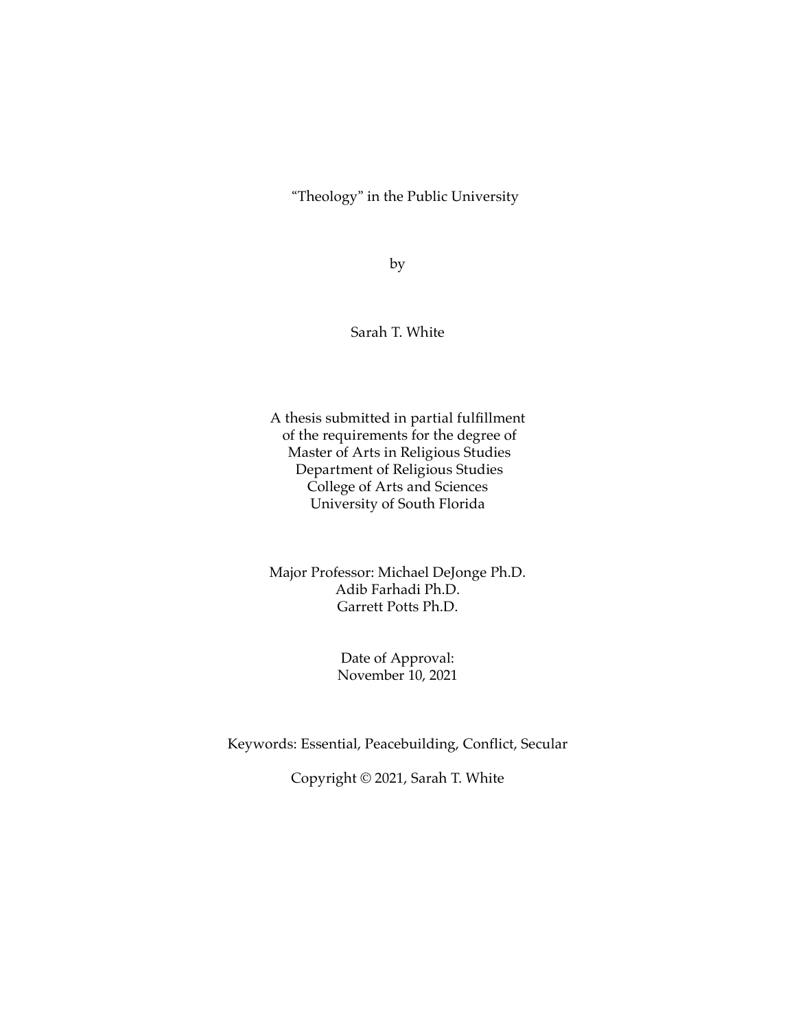# “Theology” in the Public University

by

Sarah T. White

A thesis submitted in partial fulfillment
of the requirements for the degree of
Master of Arts in Religious Studies
Department of Religious Studies
College of Arts and Sciences
University of South Florida

Major Professor: Michael DeJonge Ph.D.
Adib Farhadi Ph.D.
Garrett Potts Ph.D.

Date of Approval:
November 10, 2021

Keywords: Essential, Peacebuilding, Conflict, Secular

Copyright © 2021, Sarah T. White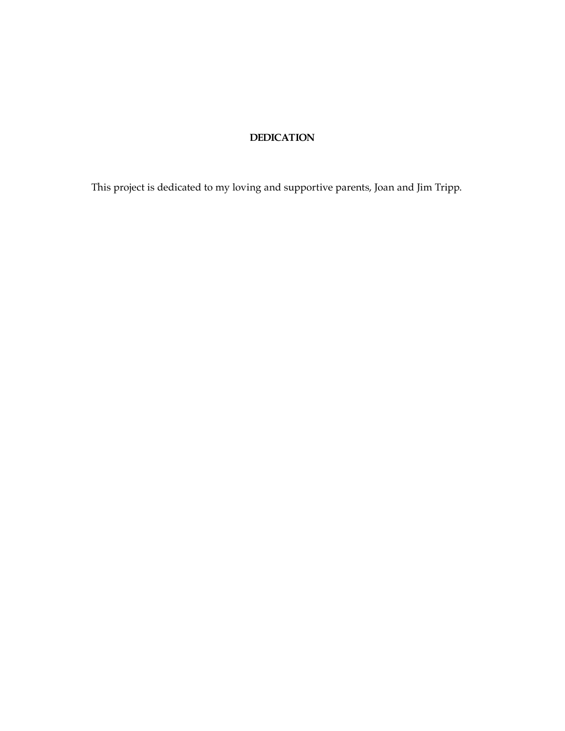# DEDICATION

This project is dedicated to my loving and supportive parents, Joan and Jim Tripp.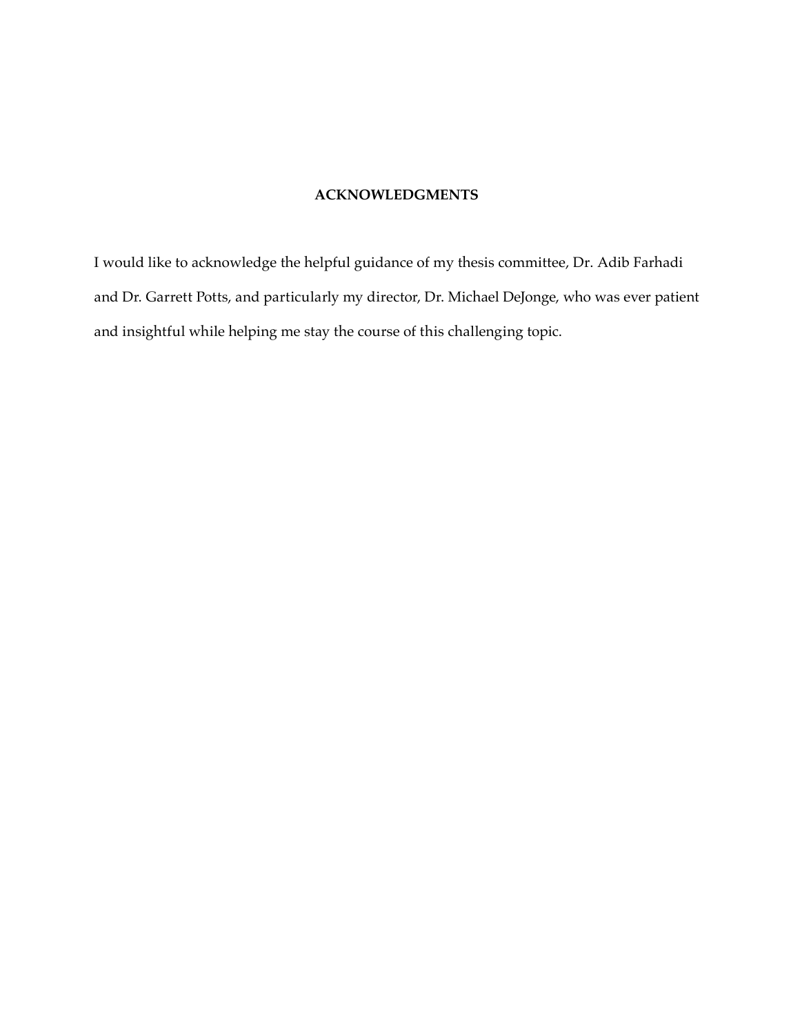## ACKNOWLEDGMENTS

I would like to acknowledge the helpful guidance of my thesis committee, Dr. Adib Farhadi and Dr. Garrett Potts, and particularly my director, Dr. Michael DeJonge, who was ever patient and insightful while helping me stay the course of this challenging topic.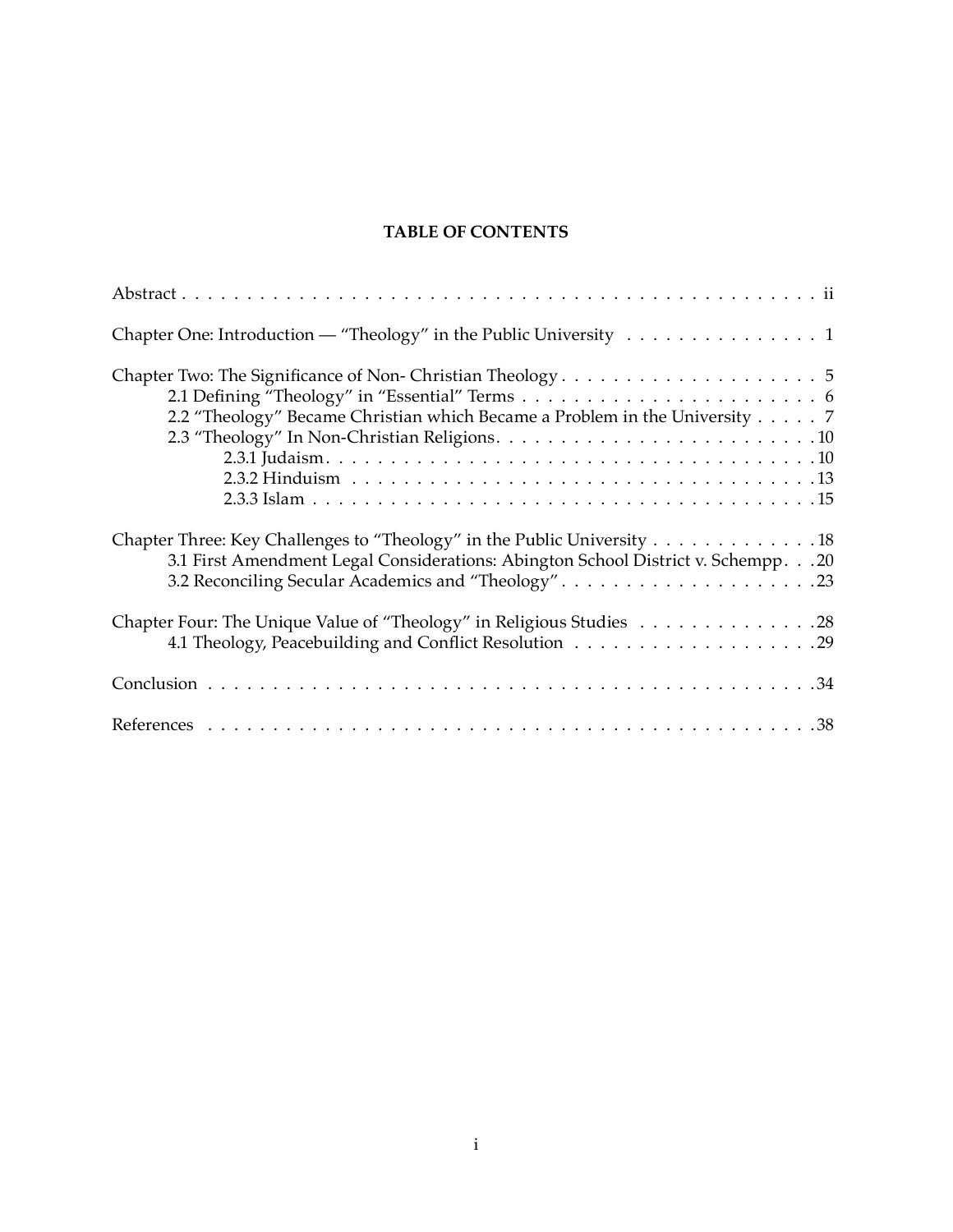**TABLE OF CONTENTS**

Abstract . . . . . . . . . . . . . . . . . . . . . . . . . . . . . . . . . . . . . . . . . . . . . . . . . ii

Chapter One: Introduction — “Theology” in the Public University . . . . . . . . . . . . . . . 1

Chapter Two: The Significance of Non- Christian Theology . . . . . . . . . . . . . . . . . . . . 5
- 2.1 Defining “Theology” in “Essential” Terms . . . . . . . . . . . . . . . . . . . . . . . . 6
- 2.2 “Theology” Became Christian which Became a Problem in the University . . . . . 7
- 2.3 “Theology” In Non-Christian Religions. . . . . . . . . . . . . . . . . . . . . . . . . 10
  - 2.3.1 Judaism. . . . . . . . . . . . . . . . . . . . . . . . . . . . . . . . . . . . . . 10
  - 2.3.2 Hinduism . . . . . . . . . . . . . . . . . . . . . . . . . . . . . . . . . . . . . 13
  - 2.3.3 Islam . . . . . . . . . . . . . . . . . . . . . . . . . . . . . . . . . . . . . . . 15

Chapter Three: Key Challenges to “Theology” in the Public University . . . . . . . . . . . . . 18
- 3.1 First Amendment Legal Considerations: Abington School District v. Schempp. . . 20
- 3.2 Reconciling Secular Academics and “Theology” . . . . . . . . . . . . . . . . . . . . 23

Chapter Four: The Unique Value of “Theology” in Religious Studies . . . . . . . . . . . . . . 28
- 4.1 Theology, Peacebuilding and Conflict Resolution . . . . . . . . . . . . . . . . . . . 29

Conclusion . . . . . . . . . . . . . . . . . . . . . . . . . . . . . . . . . . . . . . . . . . . . . . 34

References . . . . . . . . . . . . . . . . . . . . . . . . . . . . . . . . . . . . . . . . . . . . . 38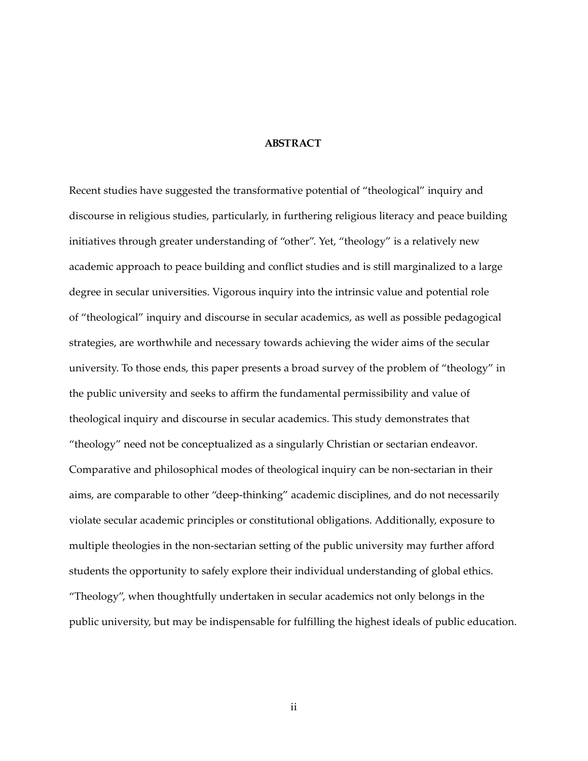# ABSTRACT

Recent studies have suggested the transformative potential of "theological" inquiry and discourse in religious studies, particularly, in furthering religious literacy and peace building initiatives through greater understanding of "other". Yet, "theology" is a relatively new academic approach to peace building and conflict studies and is still marginalized to a large degree in secular universities. Vigorous inquiry into the intrinsic value and potential role of "theological" inquiry and discourse in secular academics, as well as possible pedagogical strategies, are worthwhile and necessary towards achieving the wider aims of the secular university. To those ends, this paper presents a broad survey of the problem of "theology" in the public university and seeks to affirm the fundamental permissibility and value of theological inquiry and discourse in secular academics. This study demonstrates that "theology" need not be conceptualized as a singularly Christian or sectarian endeavor. Comparative and philosophical modes of theological inquiry can be non-sectarian in their aims, are comparable to other "deep-thinking" academic disciplines, and do not necessarily violate secular academic principles or constitutional obligations. Additionally, exposure to multiple theologies in the non-sectarian setting of the public university may further afford students the opportunity to safely explore their individual understanding of global ethics. "Theology", when thoughtfully undertaken in secular academics not only belongs in the public university, but may be indispensable for fulfilling the highest ideals of public education.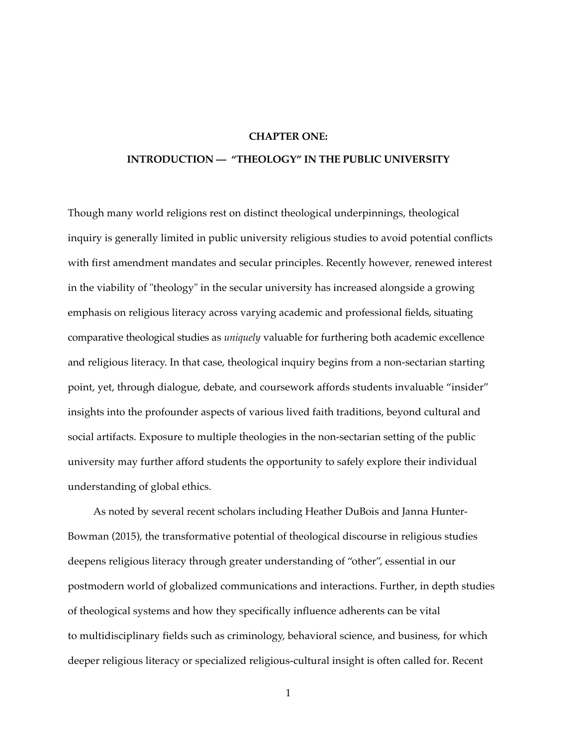# CHAPTER ONE:

## INTRODUCTION — "THEOLOGY" IN THE PUBLIC UNIVERSITY

Though many world religions rest on distinct theological underpinnings, theological inquiry is generally limited in public university religious studies to avoid potential conflicts with first amendment mandates and secular principles. Recently however, renewed interest in the viability of "theology" in the secular university has increased alongside a growing emphasis on religious literacy across varying academic and professional fields, situating comparative theological studies as *uniquely* valuable for furthering both academic excellence and religious literacy. In that case, theological inquiry begins from a non-sectarian starting point, yet, through dialogue, debate, and coursework affords students invaluable "insider" insights into the profounder aspects of various lived faith traditions, beyond cultural and social artifacts. Exposure to multiple theologies in the non-sectarian setting of the public university may further afford students the opportunity to safely explore their individual understanding of global ethics.

As noted by several recent scholars including Heather DuBois and Janna Hunter-Bowman (2015), the transformative potential of theological discourse in religious studies deepens religious literacy through greater understanding of "other", essential in our postmodern world of globalized communications and interactions. Further, in depth studies of theological systems and how they specifically influence adherents can be vital to multidisciplinary fields such as criminology, behavioral science, and business, for which deeper religious literacy or specialized religious-cultural insight is often called for. Recent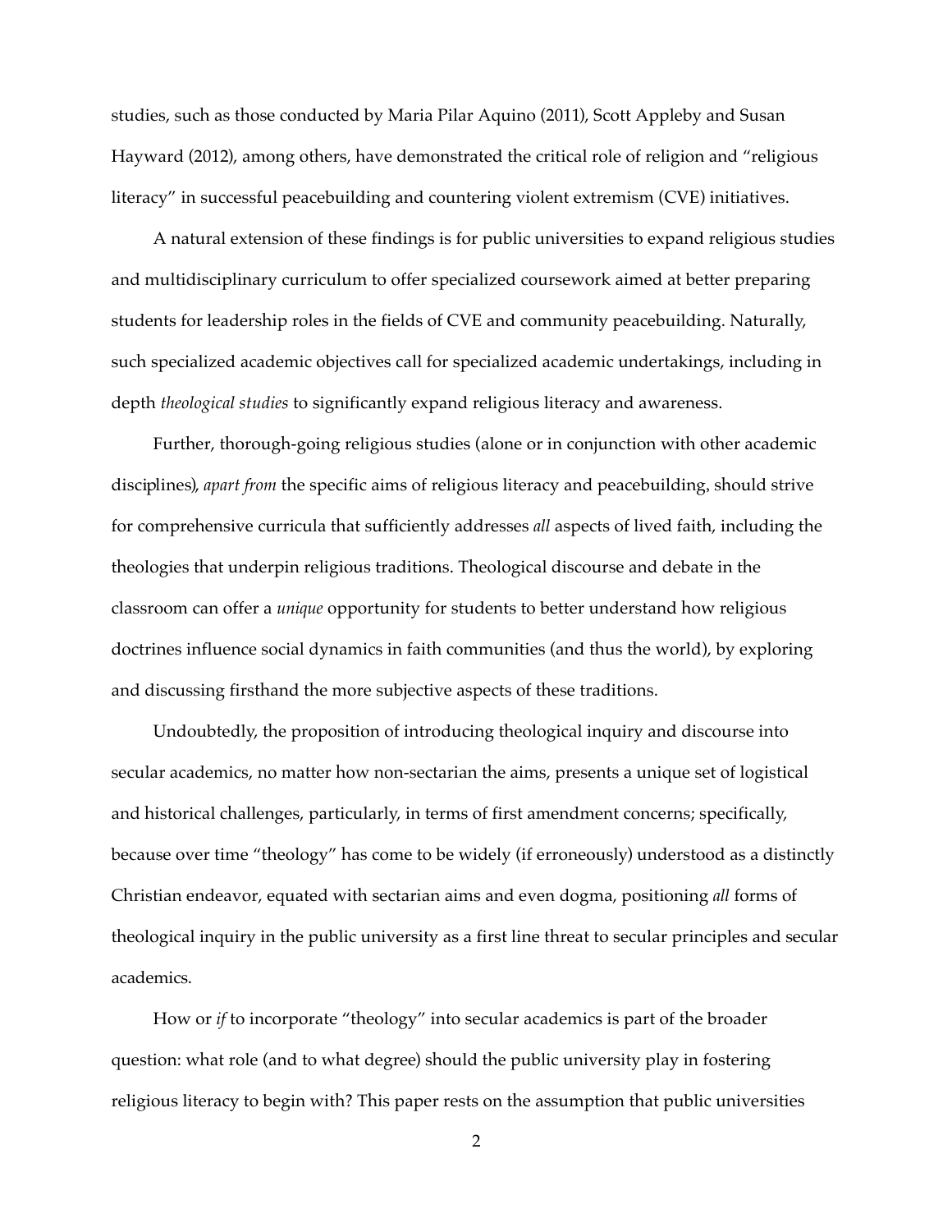studies, such as those conducted by Maria Pilar Aquino (2011), Scott Appleby and Susan Hayward (2012), among others, have demonstrated the critical role of religion and "religious literacy" in successful peacebuilding and countering violent extremism (CVE) initiatives.

A natural extension of these findings is for public universities to expand religious studies and multidisciplinary curriculum to offer specialized coursework aimed at better preparing students for leadership roles in the fields of CVE and community peacebuilding. Naturally, such specialized academic objectives call for specialized academic undertakings, including in depth *theological studies* to significantly expand religious literacy and awareness.

Further, thorough-going religious studies (alone or in conjunction with other academic disciplines), *apart from* the specific aims of religious literacy and peacebuilding, should strive for comprehensive curricula that sufficiently addresses *all* aspects of lived faith, including the theologies that underpin religious traditions. Theological discourse and debate in the classroom can offer a *unique* opportunity for students to better understand how religious doctrines influence social dynamics in faith communities (and thus the world), by exploring and discussing firsthand the more subjective aspects of these traditions.

Undoubtedly, the proposition of introducing theological inquiry and discourse into secular academics, no matter how non-sectarian the aims, presents a unique set of logistical and historical challenges, particularly, in terms of first amendment concerns; specifically, because over time "theology" has come to be widely (if erroneously) understood as a distinctly Christian endeavor, equated with sectarian aims and even dogma, positioning *all* forms of theological inquiry in the public university as a first line threat to secular principles and secular academics.

How or *if* to incorporate "theology" into secular academics is part of the broader question: what role (and to what degree) should the public university play in fostering religious literacy to begin with? This paper rests on the assumption that public universities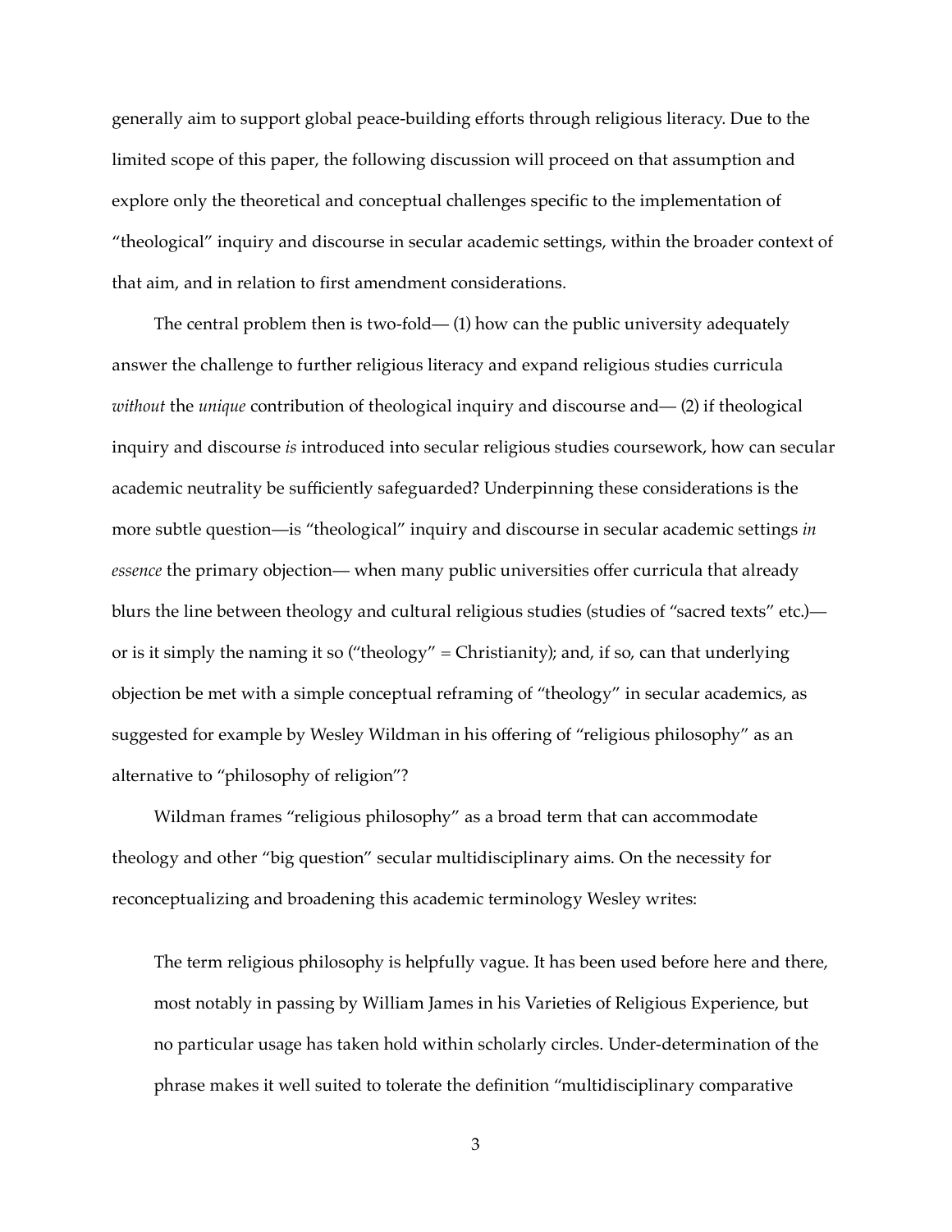generally aim to support global peace-building efforts through religious literacy. Due to the limited scope of this paper, the following discussion will proceed on that assumption and explore only the theoretical and conceptual challenges specific to the implementation of "theological" inquiry and discourse in secular academic settings, within the broader context of that aim, and in relation to first amendment considerations.

The central problem then is two-fold— (1) how can the public university adequately answer the challenge to further religious literacy and expand religious studies curricula *without* the *unique* contribution of theological inquiry and discourse and— (2) if theological inquiry and discourse *is* introduced into secular religious studies coursework, how can secular academic neutrality be sufficiently safeguarded? Underpinning these considerations is the more subtle question—is "theological" inquiry and discourse in secular academic settings *in essence* the primary objection— when many public universities offer curricula that already blurs the line between theology and cultural religious studies (studies of "sacred texts" etc.)— or is it simply the naming it so ("theology" = Christianity); and, if so, can that underlying objection be met with a simple conceptual reframing of "theology" in secular academics, as suggested for example by Wesley Wildman in his offering of "religious philosophy" as an alternative to "philosophy of religion"?

Wildman frames "religious philosophy" as a broad term that can accommodate theology and other "big question" secular multidisciplinary aims. On the necessity for reconceptualizing and broadening this academic terminology Wesley writes:

> The term religious philosophy is helpfully vague. It has been used before here and there, most notably in passing by William James in his Varieties of Religious Experience, but no particular usage has taken hold within scholarly circles. Under-determination of the phrase makes it well suited to tolerate the definition "multidisciplinary comparative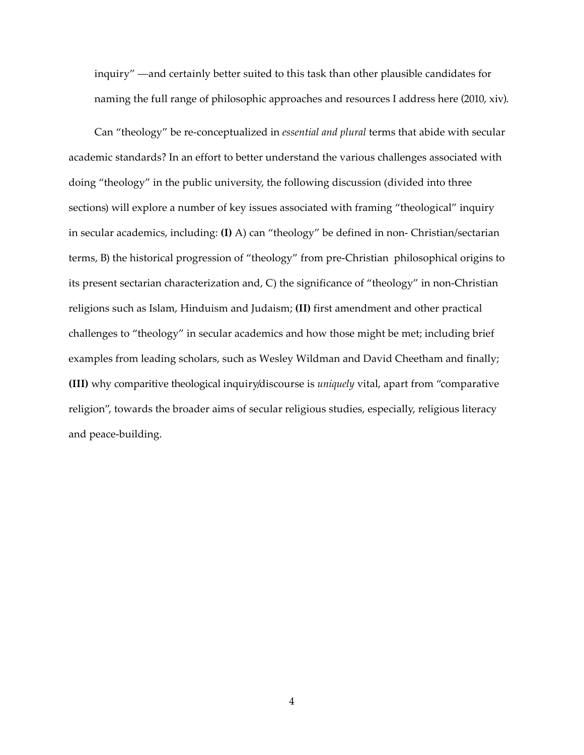inquiry" —and certainly better suited to this task than other plausible candidates for naming the full range of philosophic approaches and resources I address here (2010, xiv).

Can "theology" be re-conceptualized in *essential and plural* terms that abide with secular academic standards? In an effort to better understand the various challenges associated with doing "theology" in the public university, the following discussion (divided into three sections) will explore a number of key issues associated with framing "theological" inquiry in secular academics, including: **(I)** A) can "theology" be defined in non- Christian/sectarian terms, B) the historical progression of "theology" from pre-Christian philosophical origins to its present sectarian characterization and, C) the significance of "theology" in non-Christian religions such as Islam, Hinduism and Judaism; **(II)** first amendment and other practical challenges to "theology" in secular academics and how those might be met; including brief examples from leading scholars, such as Wesley Wildman and David Cheetham and finally; **(III)** why comparitive theological inquiry/discourse is *uniquely* vital, apart from "comparative religion", towards the broader aims of secular religious studies, especially, religious literacy and peace-building.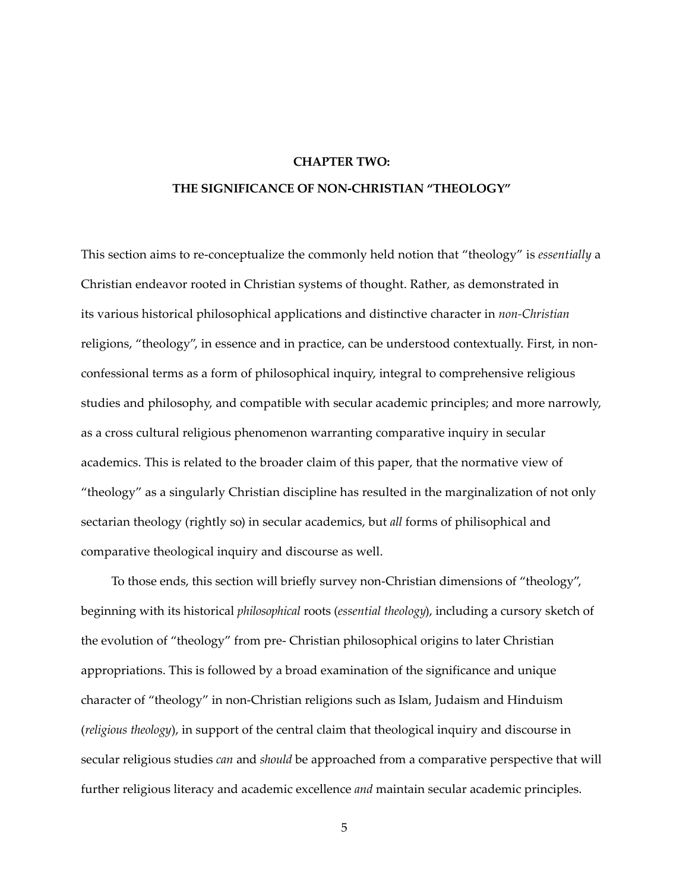# CHAPTER TWO:

## THE SIGNIFICANCE OF NON-CHRISTIAN "THEOLOGY"

This section aims to re-conceptualize the commonly held notion that "theology" is *essentially* a Christian endeavor rooted in Christian systems of thought. Rather, as demonstrated in its various historical philosophical applications and distinctive character in *non-Christian* religions, "theology", in essence and in practice, can be understood contextually. First, in non-confessional terms as a form of philosophical inquiry, integral to comprehensive religious studies and philosophy, and compatible with secular academic principles; and more narrowly, as a cross cultural religious phenomenon warranting comparative inquiry in secular academics. This is related to the broader claim of this paper, that the normative view of "theology" as a singularly Christian discipline has resulted in the marginalization of not only sectarian theology (rightly so) in secular academics, but *all* forms of philisophical and comparative theological inquiry and discourse as well.

To those ends, this section will briefly survey non-Christian dimensions of "theology", beginning with its historical *philosophical* roots (*essential theology*), including a cursory sketch of the evolution of "theology" from pre- Christian philosophical origins to later Christian appropriations. This is followed by a broad examination of the significance and unique character of "theology" in non-Christian religions such as Islam, Judaism and Hinduism (*religious theology*), in support of the central claim that theological inquiry and discourse in secular religious studies *can* and *should* be approached from a comparative perspective that will further religious literacy and academic excellence *and* maintain secular academic principles.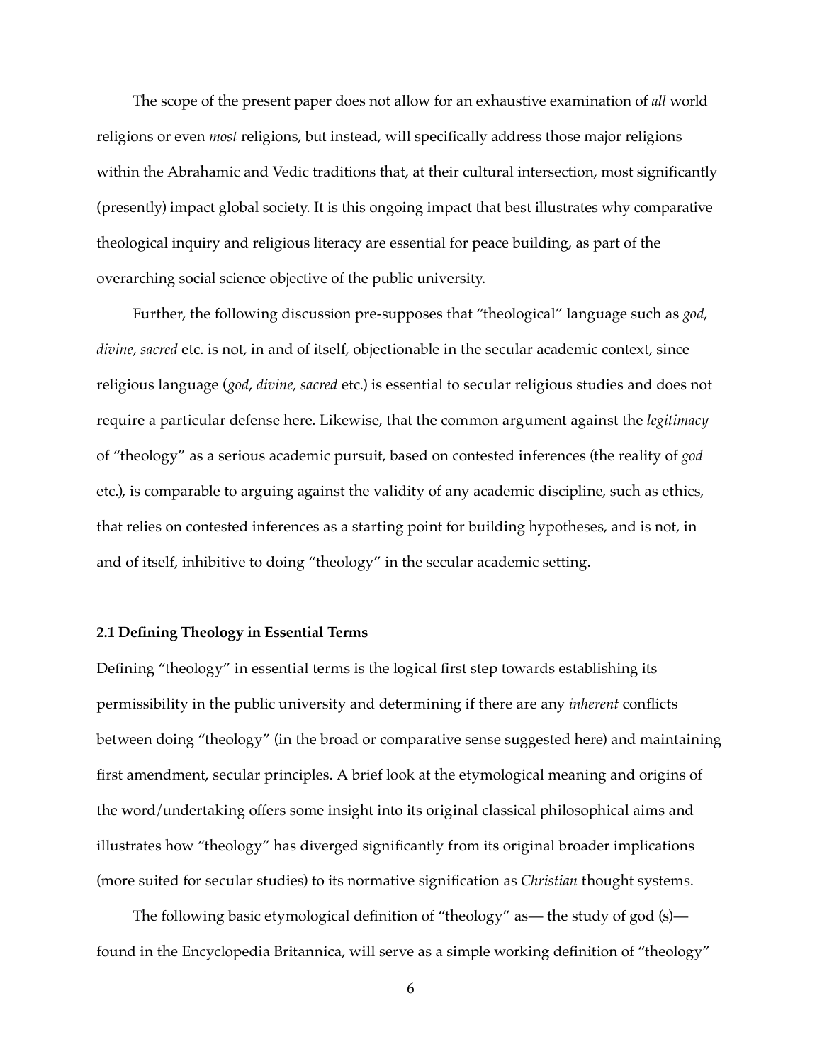The scope of the present paper does not allow for an exhaustive examination of *all* world religions or even *most* religions, but instead, will specifically address those major religions within the Abrahamic and Vedic traditions that, at their cultural intersection, most significantly (presently) impact global society. It is this ongoing impact that best illustrates why comparative theological inquiry and religious literacy are essential for peace building, as part of the overarching social science objective of the public university.

Further, the following discussion pre-supposes that "theological" language such as *god*, *divine*, *sacred* etc. is not, in and of itself, objectionable in the secular academic context, since religious language (*god*, *divine, sacred* etc.) is essential to secular religious studies and does not require a particular defense here. Likewise, that the common argument against the *legitimacy* of "theology" as a serious academic pursuit, based on contested inferences (the reality of *god* etc.), is comparable to arguing against the validity of any academic discipline, such as ethics, that relies on contested inferences as a starting point for building hypotheses, and is not, in and of itself, inhibitive to doing "theology" in the secular academic setting.

### 2.1 Defining Theology in Essential Terms

Defining "theology" in essential terms is the logical first step towards establishing its permissibility in the public university and determining if there are any *inherent* conflicts between doing "theology" (in the broad or comparative sense suggested here) and maintaining first amendment, secular principles. A brief look at the etymological meaning and origins of the word/undertaking offers some insight into its original classical philosophical aims and illustrates how "theology" has diverged significantly from its original broader implications (more suited for secular studies) to its normative signification as *Christian* thought systems.

The following basic etymological definition of "theology" as— the study of god (s)— found in the Encyclopedia Britannica, will serve as a simple working definition of "theology"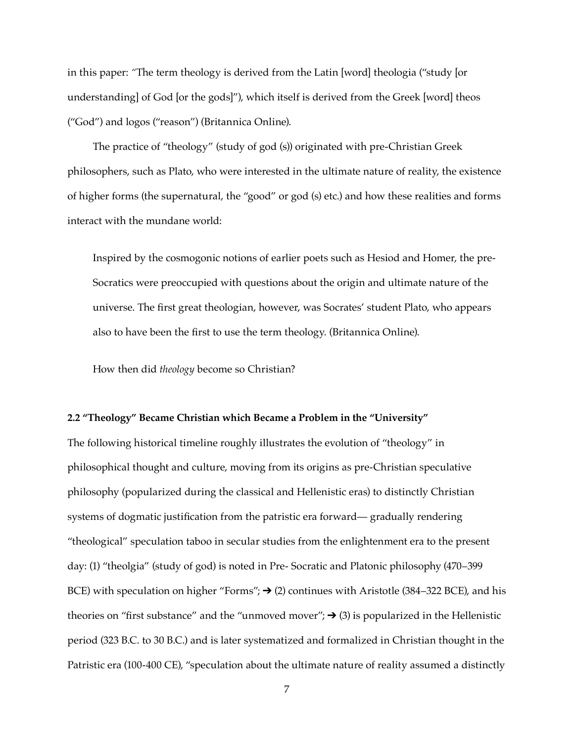in this paper: "The term theology is derived from the Latin [word] theologia ("study [or understanding] of God [or the gods]"), which itself is derived from the Greek [word] theos ("God") and logos ("reason") (Britannica Online).

The practice of "theology" (study of god (s)) originated with pre-Christian Greek philosophers, such as Plato, who were interested in the ultimate nature of reality, the existence of higher forms (the supernatural, the "good" or god (s) etc.) and how these realities and forms interact with the mundane world:

> Inspired by the cosmogonic notions of earlier poets such as Hesiod and Homer, the pre-Socratics were preoccupied with questions about the origin and ultimate nature of the universe. The first great theologian, however, was Socrates' student Plato, who appears also to have been the first to use the term theology. (Britannica Online).

How then did *theology* become so Christian?

**2.2 "Theology" Became Christian which Became a Problem in the "University"**

The following historical timeline roughly illustrates the evolution of "theology" in philosophical thought and culture, moving from its origins as pre-Christian speculative philosophy (popularized during the classical and Hellenistic eras) to distinctly Christian systems of dogmatic justification from the patristic era forward— gradually rendering "theological" speculation taboo in secular studies from the enlightenment era to the present day: (1) "theolgia" (study of god) is noted in Pre- Socratic and Platonic philosophy (470–399 BCE) with speculation on higher "Forms"; ➔ (2) continues with Aristotle (384–322 BCE), and his theories on "first substance" and the "unmoved mover"; ➔ (3) is popularized in the Hellenistic period (323 B.C. to 30 B.C.) and is later systematized and formalized in Christian thought in the Patristic era (100-400 CE), "speculation about the ultimate nature of reality assumed a distinctly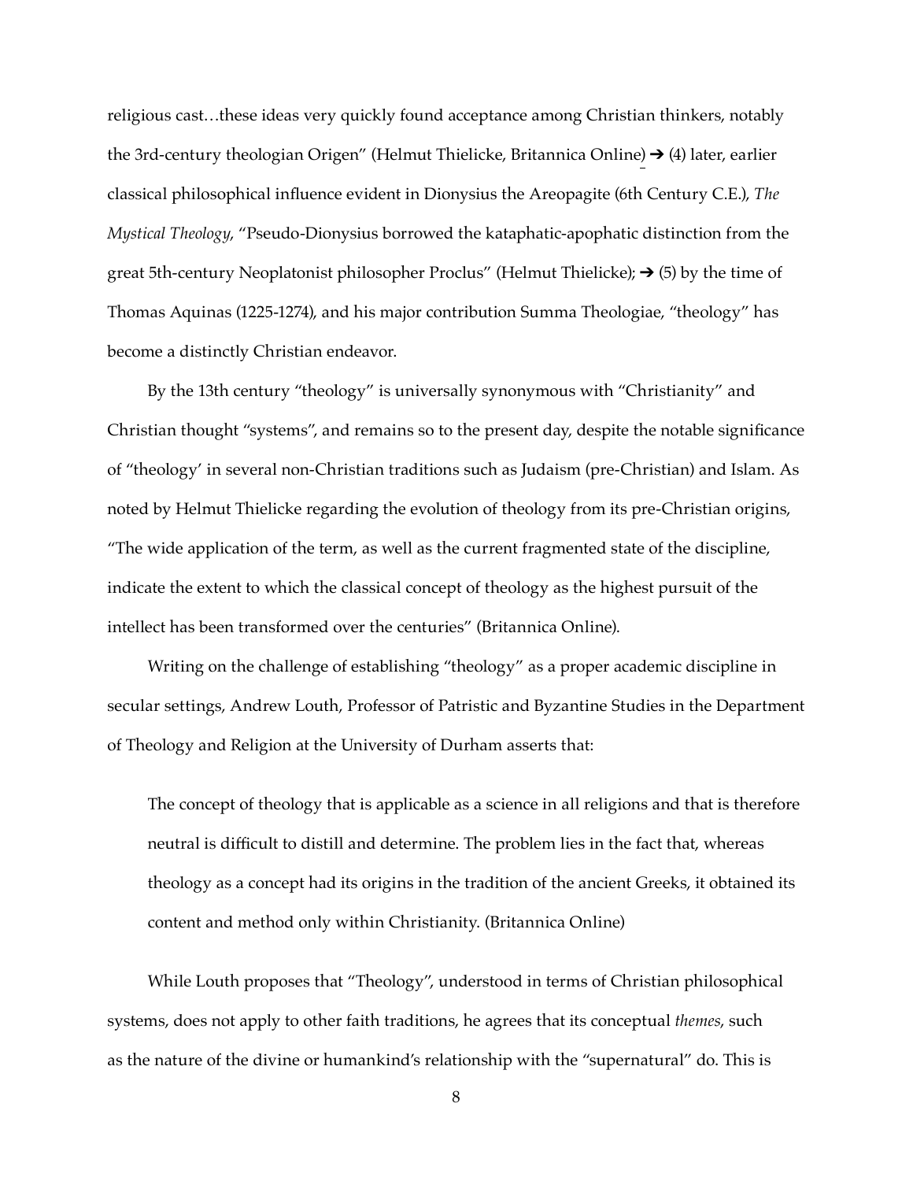religious cast…these ideas very quickly found acceptance among Christian thinkers, notably the 3rd-century theologian Origen" (Helmut Thielicke, Britannica Online) ➔ (4) later, earlier classical philosophical influence evident in Dionysius the Areopagite (6th Century C.E.), *The Mystical Theology*, "Pseudo-Dionysius borrowed the kataphatic-apophatic distinction from the great 5th-century Neoplatonist philosopher Proclus" (Helmut Thielicke); ➔ (5) by the time of Thomas Aquinas (1225-1274), and his major contribution Summa Theologiae, "theology" has become a distinctly Christian endeavor.

By the 13th century "theology" is universally synonymous with "Christianity" and Christian thought "systems", and remains so to the present day, despite the notable significance of "theology' in several non-Christian traditions such as Judaism (pre-Christian) and Islam. As noted by Helmut Thielicke regarding the evolution of theology from its pre-Christian origins, "The wide application of the term, as well as the current fragmented state of the discipline, indicate the extent to which the classical concept of theology as the highest pursuit of the intellect has been transformed over the centuries" (Britannica Online).

Writing on the challenge of establishing "theology" as a proper academic discipline in secular settings, Andrew Louth, Professor of Patristic and Byzantine Studies in the Department of Theology and Religion at the University of Durham asserts that:

> The concept of theology that is applicable as a science in all religions and that is therefore neutral is difficult to distill and determine. The problem lies in the fact that, whereas theology as a concept had its origins in the tradition of the ancient Greeks, it obtained its content and method only within Christianity. (Britannica Online)

While Louth proposes that "Theology", understood in terms of Christian philosophical systems, does not apply to other faith traditions, he agrees that its conceptual *themes*, such as the nature of the divine or humankind's relationship with the "supernatural" do. This is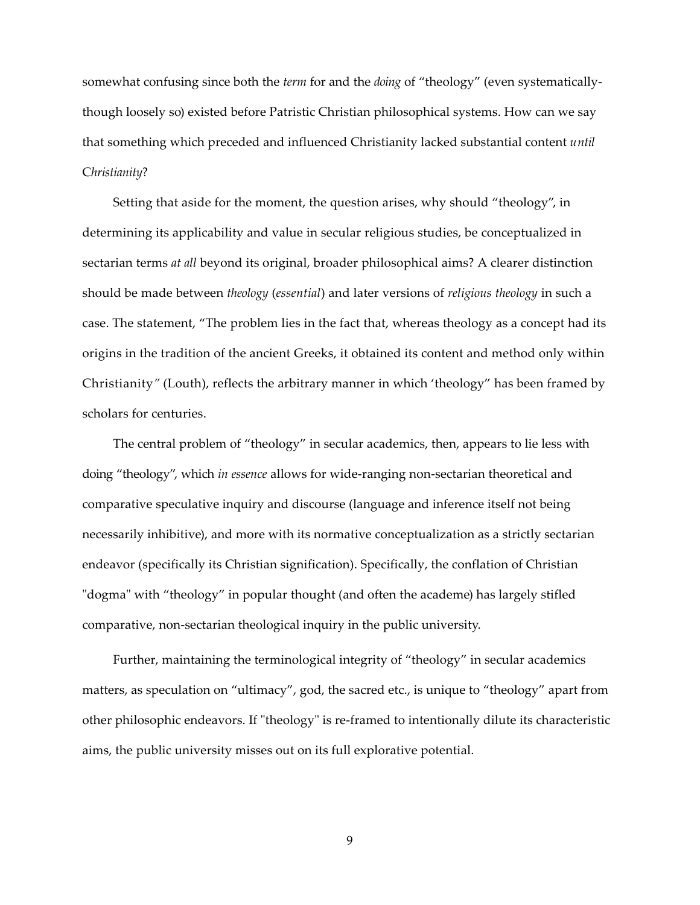somewhat confusing since both the *term* for and the *doing* of "theology" (even systematically-though loosely so) existed before Patristic Christian philosophical systems. How can we say that something which preceded and influenced Christianity lacked substantial content *until Christianity*?

Setting that aside for the moment, the question arises, why should "theology", in determining its applicability and value in secular religious studies, be conceptualized in sectarian terms *at all* beyond its original, broader philosophical aims? A clearer distinction should be made between *theology* (*essential*) and later versions of *religious theology* in such a case. The statement, "The problem lies in the fact that, whereas theology as a concept had its origins in the tradition of the ancient Greeks, it obtained its content and method only within Christianity*"* (Louth), reflects the arbitrary manner in which 'theology" has been framed by scholars for centuries.

The central problem of "theology" in secular academics, then, appears to lie less with doing "theology", which *in essence* allows for wide-ranging non-sectarian theoretical and comparative speculative inquiry and discourse (language and inference itself not being necessarily inhibitive), and more with its normative conceptualization as a strictly sectarian endeavor (specifically its Christian signification). Specifically, the conflation of Christian "dogma" with "theology" in popular thought (and often the academe) has largely stifled comparative, non-sectarian theological inquiry in the public university.

Further, maintaining the terminological integrity of "theology" in secular academics matters, as speculation on "ultimacy", god, the sacred etc., is unique to "theology" apart from other philosophic endeavors. If "theology" is re-framed to intentionally dilute its characteristic aims, the public university misses out on its full explorative potential.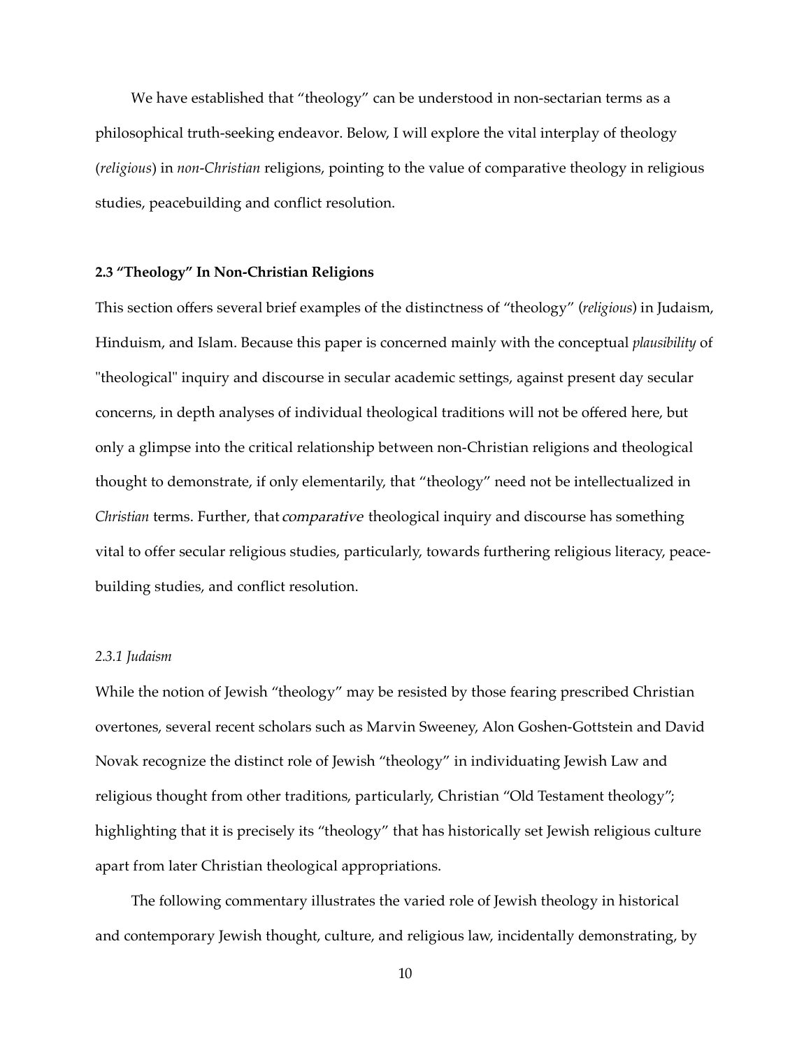We have established that “theology” can be understood in non-sectarian terms as a philosophical truth-seeking endeavor. Below, I will explore the vital interplay of theology (*religious*) in *non-Christian* religions, pointing to the value of comparative theology in religious studies, peacebuilding and conflict resolution.

**2.3 “Theology” In Non-Christian Religions**

This section offers several brief examples of the distinctness of “theology” (*religious*) in Judaism, Hinduism, and Islam. Because this paper is concerned mainly with the conceptual *plausibility* of "theological" inquiry and discourse in secular academic settings, against present day secular concerns, in depth analyses of individual theological traditions will not be offered here, but only a glimpse into the critical relationship between non-Christian religions and theological thought to demonstrate, if only elementarily, that “theology” need not be intellectualized in *Christian* terms. Further, that *comparative* theological inquiry and discourse has something vital to offer secular religious studies, particularly, towards furthering religious literacy, peace-building studies, and conflict resolution.

*2.3.1 Judaism*

While the notion of Jewish “theology” may be resisted by those fearing prescribed Christian overtones, several recent scholars such as Marvin Sweeney, Alon Goshen-Gottstein and David Novak recognize the distinct role of Jewish “theology” in individuating Jewish Law and religious thought from other traditions, particularly, Christian “Old Testament theology”; highlighting that it is precisely its “theology” that has historically set Jewish religious culture apart from later Christian theological appropriations.

The following commentary illustrates the varied role of Jewish theology in historical and contemporary Jewish thought, culture, and religious law, incidentally demonstrating, by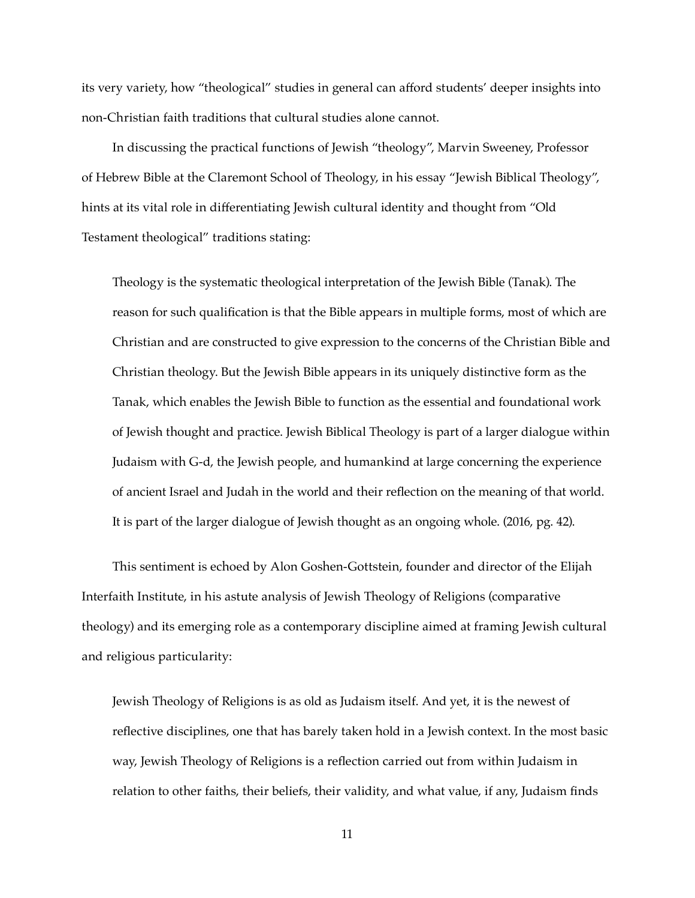its very variety, how "theological" studies in general can afford students' deeper insights into non-Christian faith traditions that cultural studies alone cannot.

In discussing the practical functions of Jewish "theology", Marvin Sweeney, Professor of Hebrew Bible at the Claremont School of Theology, in his essay "Jewish Biblical Theology", hints at its vital role in differentiating Jewish cultural identity and thought from "Old Testament theological" traditions stating:

> Theology is the systematic theological interpretation of the Jewish Bible (Tanak). The reason for such qualification is that the Bible appears in multiple forms, most of which are Christian and are constructed to give expression to the concerns of the Christian Bible and Christian theology. But the Jewish Bible appears in its uniquely distinctive form as the Tanak, which enables the Jewish Bible to function as the essential and foundational work of Jewish thought and practice. Jewish Biblical Theology is part of a larger dialogue within Judaism with G-d, the Jewish people, and humankind at large concerning the experience of ancient Israel and Judah in the world and their reflection on the meaning of that world. It is part of the larger dialogue of Jewish thought as an ongoing whole. (2016, pg. 42).

This sentiment is echoed by Alon Goshen-Gottstein, founder and director of the Elijah Interfaith Institute, in his astute analysis of Jewish Theology of Religions (comparative theology) and its emerging role as a contemporary discipline aimed at framing Jewish cultural and religious particularity:

> Jewish Theology of Religions is as old as Judaism itself. And yet, it is the newest of reflective disciplines, one that has barely taken hold in a Jewish context. In the most basic way, Jewish Theology of Religions is a reflection carried out from within Judaism in relation to other faiths, their beliefs, their validity, and what value, if any, Judaism finds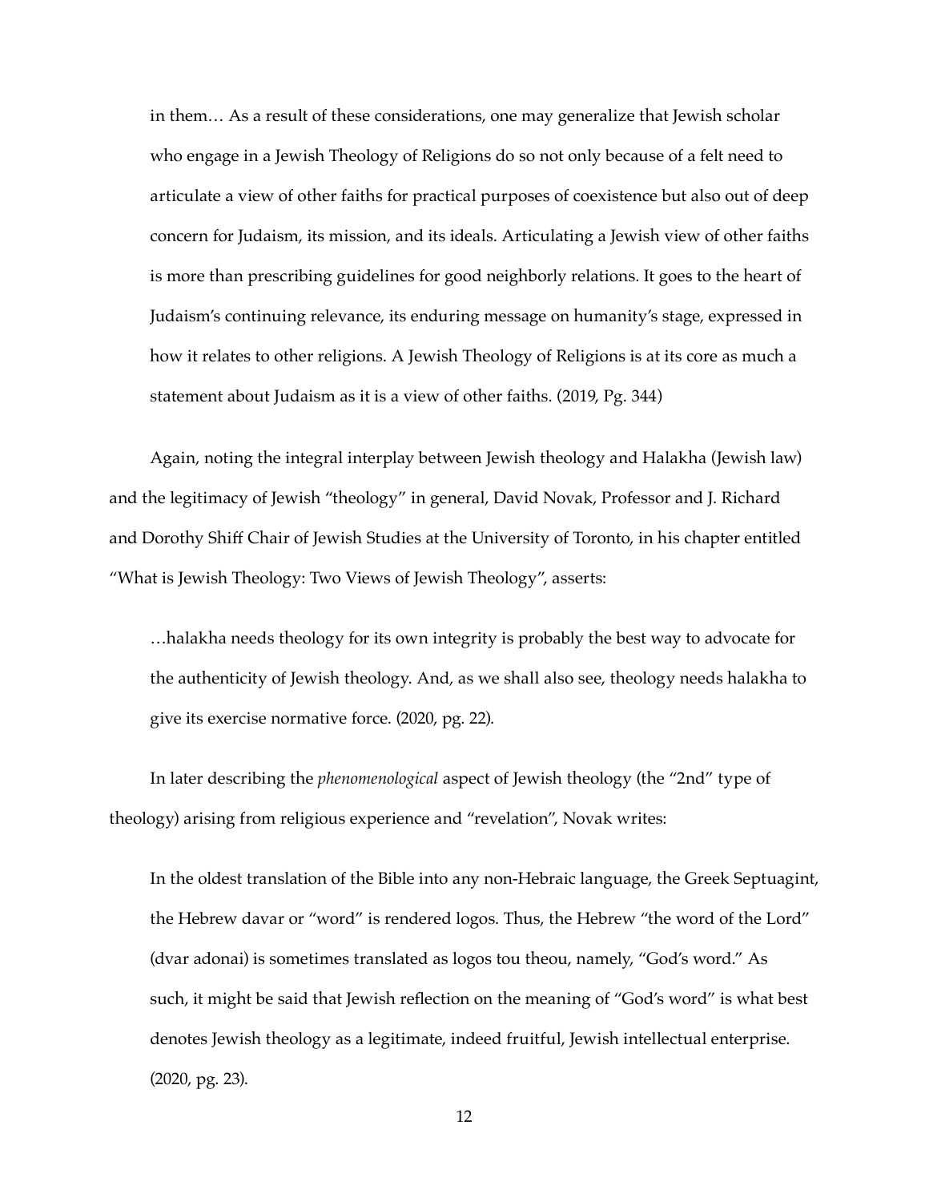> in them… As a result of these considerations, one may generalize that Jewish scholar who engage in a Jewish Theology of Religions do so not only because of a felt need to articulate a view of other faiths for practical purposes of coexistence but also out of deep concern for Judaism, its mission, and its ideals. Articulating a Jewish view of other faiths is more than prescribing guidelines for good neighborly relations. It goes to the heart of Judaism's continuing relevance, its enduring message on humanity's stage, expressed in how it relates to other religions. A Jewish Theology of Religions is at its core as much a statement about Judaism as it is a view of other faiths. (2019, Pg. 344)

Again, noting the integral interplay between Jewish theology and Halakha (Jewish law) and the legitimacy of Jewish "theology" in general, David Novak, Professor and J. Richard and Dorothy Shiff Chair of Jewish Studies at the University of Toronto, in his chapter entitled "What is Jewish Theology: Two Views of Jewish Theology", asserts:

> …halakha needs theology for its own integrity is probably the best way to advocate for the authenticity of Jewish theology. And, as we shall also see, theology needs halakha to give its exercise normative force. (2020, pg. 22).

In later describing the *phenomenological* aspect of Jewish theology (the "2nd" type of theology) arising from religious experience and "revelation", Novak writes:

> In the oldest translation of the Bible into any non-Hebraic language, the Greek Septuagint, the Hebrew davar or "word" is rendered logos. Thus, the Hebrew "the word of the Lord" (dvar adonai) is sometimes translated as logos tou theou, namely, "God's word." As such, it might be said that Jewish reflection on the meaning of "God's word" is what best denotes Jewish theology as a legitimate, indeed fruitful, Jewish intellectual enterprise. (2020, pg. 23).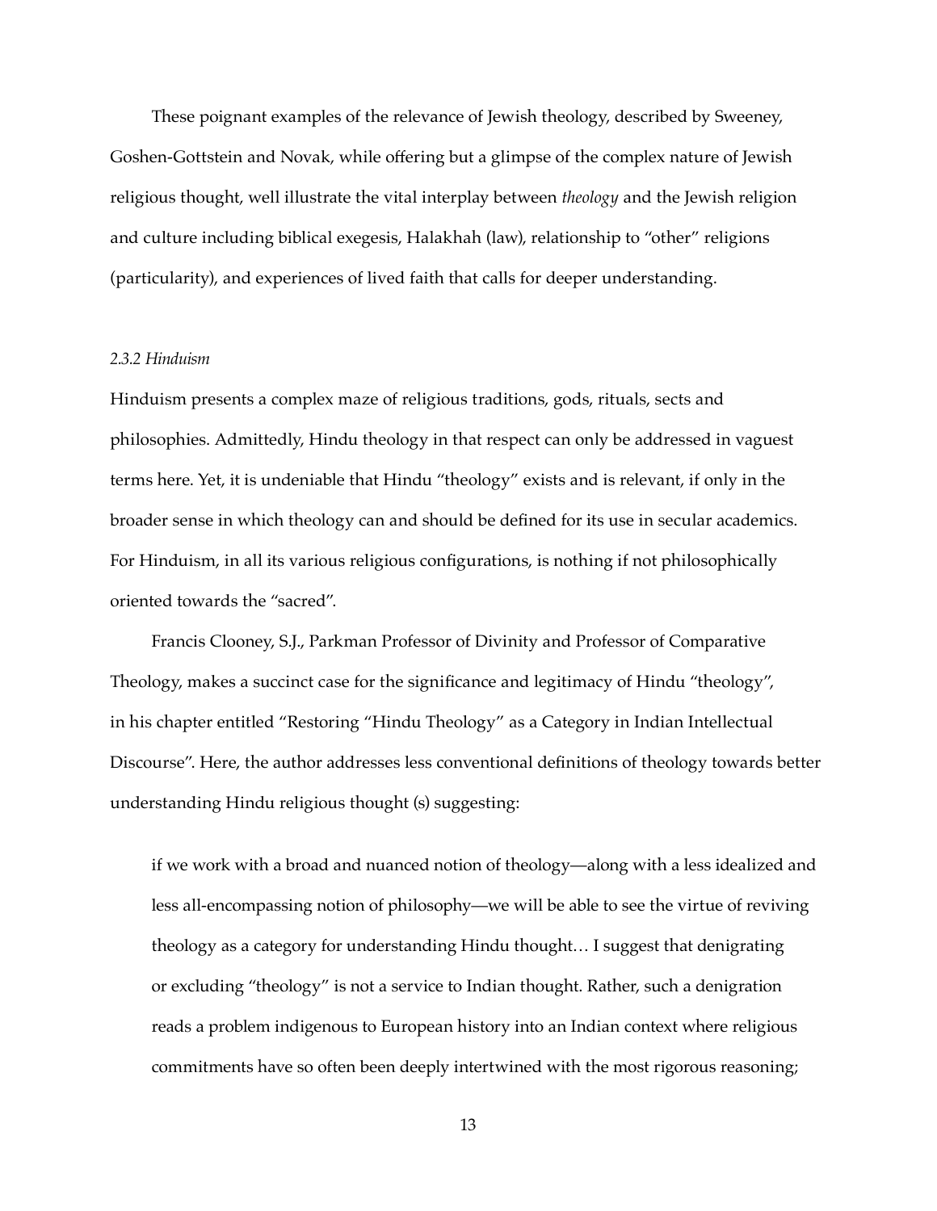These poignant examples of the relevance of Jewish theology, described by Sweeney, Goshen-Gottstein and Novak, while offering but a glimpse of the complex nature of Jewish religious thought, well illustrate the vital interplay between *theology* and the Jewish religion and culture including biblical exegesis, Halakhah (law), relationship to "other" religions (particularity), and experiences of lived faith that calls for deeper understanding.

### *2.3.2 Hinduism*

Hinduism presents a complex maze of religious traditions, gods, rituals, sects and philosophies. Admittedly, Hindu theology in that respect can only be addressed in vaguest terms here. Yet, it is undeniable that Hindu "theology" exists and is relevant, if only in the broader sense in which theology can and should be defined for its use in secular academics. For Hinduism, in all its various religious configurations, is nothing if not philosophically oriented towards the "sacred".

Francis Clooney, S.J., Parkman Professor of Divinity and Professor of Comparative Theology, makes a succinct case for the significance and legitimacy of Hindu "theology", in his chapter entitled "Restoring "Hindu Theology" as a Category in Indian Intellectual Discourse". Here, the author addresses less conventional definitions of theology towards better understanding Hindu religious thought (s) suggesting:

> if we work with a broad and nuanced notion of theology—along with a less idealized and less all-encompassing notion of philosophy—we will be able to see the virtue of reviving theology as a category for understanding Hindu thought… I suggest that denigrating or excluding "theology" is not a service to Indian thought. Rather, such a denigration reads a problem indigenous to European history into an Indian context where religious commitments have so often been deeply intertwined with the most rigorous reasoning;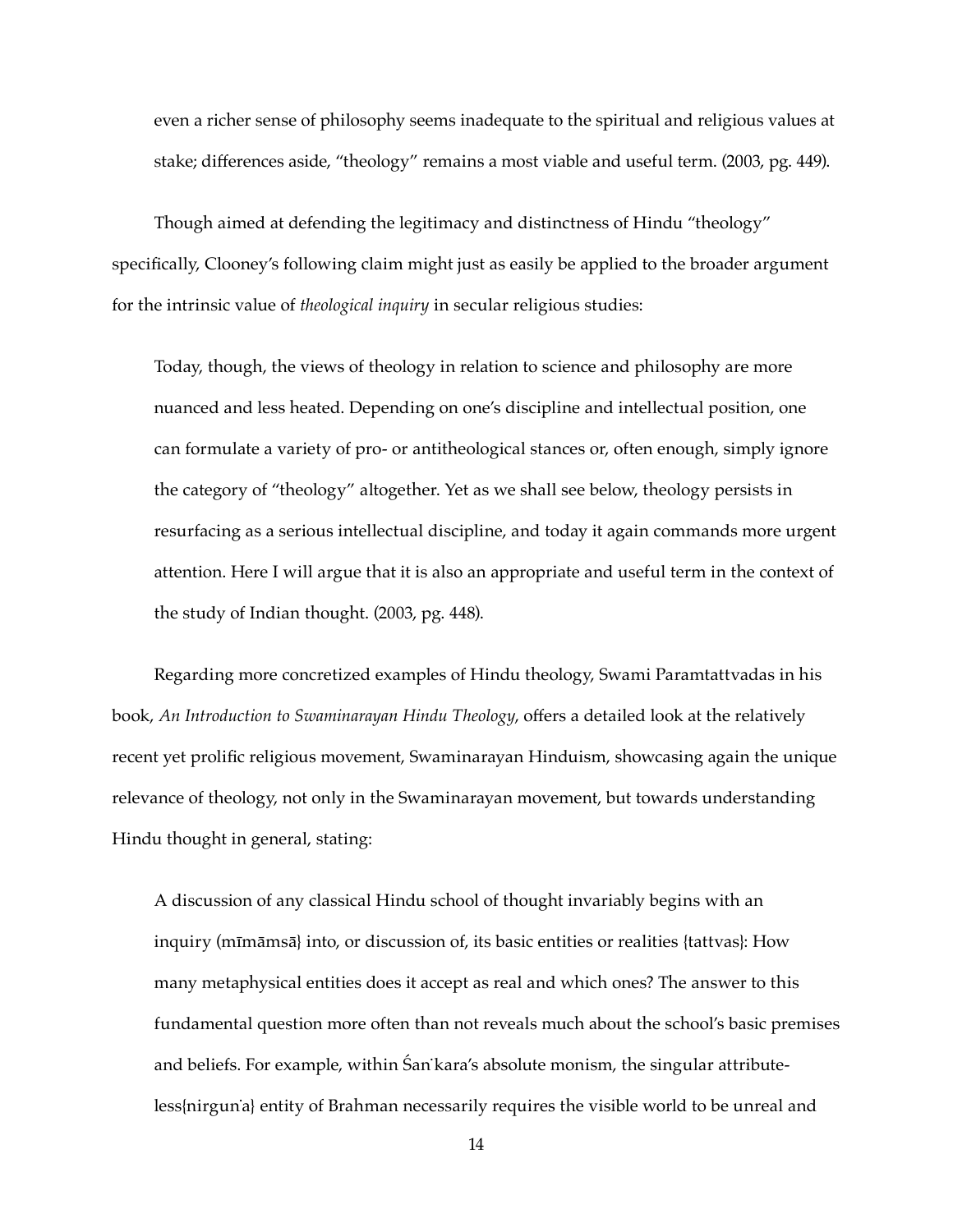even a richer sense of philosophy seems inadequate to the spiritual and religious values at stake; differences aside, "theology" remains a most viable and useful term. (2003, pg. 449).

Though aimed at defending the legitimacy and distinctness of Hindu "theology" specifically, Clooney's following claim might just as easily be applied to the broader argument for the intrinsic value of *theological inquiry* in secular religious studies:

> Today, though, the views of theology in relation to science and philosophy are more nuanced and less heated. Depending on one's discipline and intellectual position, one can formulate a variety of pro- or antitheological stances or, often enough, simply ignore the category of "theology" altogether. Yet as we shall see below, theology persists in resurfacing as a serious intellectual discipline, and today it again commands more urgent attention. Here I will argue that it is also an appropriate and useful term in the context of the study of Indian thought. (2003, pg. 448).

Regarding more concretized examples of Hindu theology, Swami Paramtattvadas in his book, *An Introduction to Swaminarayan Hindu Theology*, offers a detailed look at the relatively recent yet prolific religious movement, Swaminarayan Hinduism, showcasing again the unique relevance of theology, not only in the Swaminarayan movement, but towards understanding Hindu thought in general, stating:

> A discussion of any classical Hindu school of thought invariably begins with an inquiry (mīmāmsā} into, or discussion of, its basic entities or realities {tattvas}: How many metaphysical entities does it accept as real and which ones? The answer to this fundamental question more often than not reveals much about the school's basic premises and beliefs. For example, within Śaṅkara's absolute monism, the singular attribute-less{nirguṇa} entity of Brahman necessarily requires the visible world to be unreal and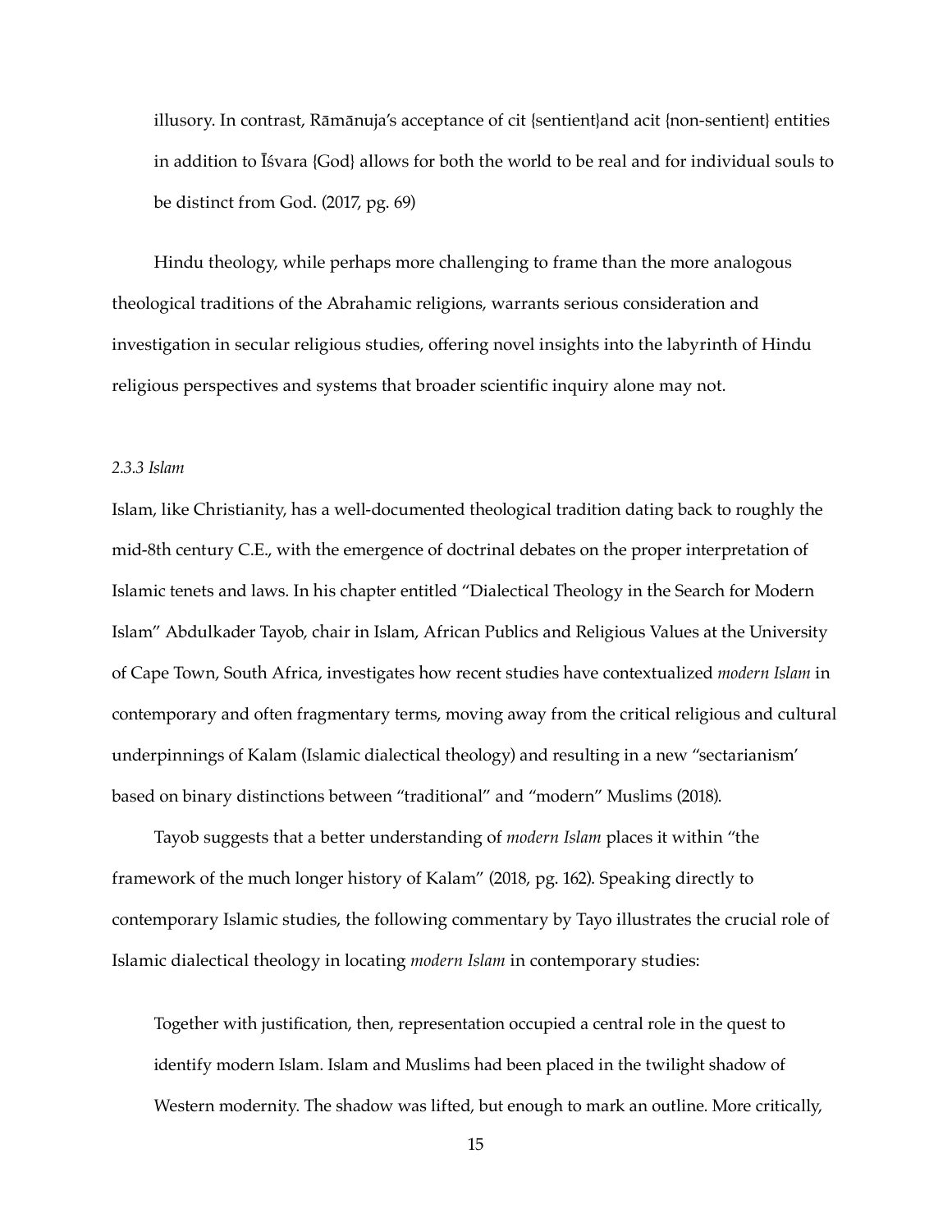> illusory. In contrast, Rāmānuja's acceptance of cit {sentient}and acit {non-sentient} entities in addition to Īśvara {God} allows for both the world to be real and for individual souls to be distinct from God. (2017, pg. 69)

Hindu theology, while perhaps more challenging to frame than the more analogous theological traditions of the Abrahamic religions, warrants serious consideration and investigation in secular religious studies, offering novel insights into the labyrinth of Hindu religious perspectives and systems that broader scientific inquiry alone may not.

#### *2.3.3 Islam*

Islam, like Christianity, has a well-documented theological tradition dating back to roughly the mid-8th century C.E., with the emergence of doctrinal debates on the proper interpretation of Islamic tenets and laws. In his chapter entitled "Dialectical Theology in the Search for Modern Islam" Abdulkader Tayob, chair in Islam, African Publics and Religious Values at the University of Cape Town, South Africa, investigates how recent studies have contextualized *modern Islam* in contemporary and often fragmentary terms, moving away from the critical religious and cultural underpinnings of Kalam (Islamic dialectical theology) and resulting in a new "sectarianism' based on binary distinctions between "traditional" and "modern" Muslims (2018).

Tayob suggests that a better understanding of *modern Islam* places it within "the framework of the much longer history of Kalam" (2018, pg. 162). Speaking directly to contemporary Islamic studies, the following commentary by Tayo illustrates the crucial role of Islamic dialectical theology in locating *modern Islam* in contemporary studies:

> Together with justification, then, representation occupied a central role in the quest to identify modern Islam. Islam and Muslims had been placed in the twilight shadow of Western modernity. The shadow was lifted, but enough to mark an outline. More critically,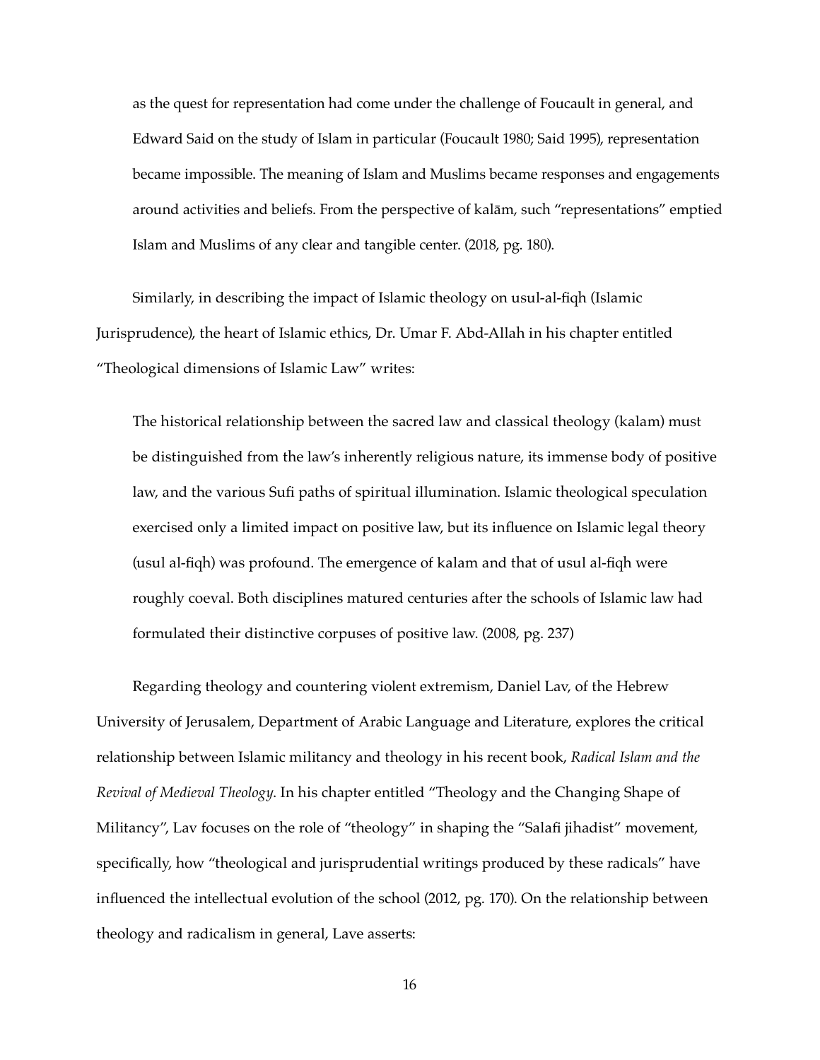> as the quest for representation had come under the challenge of Foucault in general, and Edward Said on the study of Islam in particular (Foucault 1980; Said 1995), representation became impossible. The meaning of Islam and Muslims became responses and engagements around activities and beliefs. From the perspective of kalām, such "representations" emptied Islam and Muslims of any clear and tangible center. (2018, pg. 180).

Similarly, in describing the impact of Islamic theology on usul-al-fiqh (Islamic Jurisprudence), the heart of Islamic ethics, Dr. Umar F. Abd-Allah in his chapter entitled "Theological dimensions of Islamic Law" writes:

> The historical relationship between the sacred law and classical theology (kalam) must be distinguished from the law's inherently religious nature, its immense body of positive law, and the various Sufi paths of spiritual illumination. Islamic theological speculation exercised only a limited impact on positive law, but its influence on Islamic legal theory (usul al-fiqh) was profound. The emergence of kalam and that of usul al-fiqh were roughly coeval. Both disciplines matured centuries after the schools of Islamic law had formulated their distinctive corpuses of positive law. (2008, pg. 237)

Regarding theology and countering violent extremism, Daniel Lav, of the Hebrew University of Jerusalem, Department of Arabic Language and Literature, explores the critical relationship between Islamic militancy and theology in his recent book, *Radical Islam and the Revival of Medieval Theology*. In his chapter entitled "Theology and the Changing Shape of Militancy", Lav focuses on the role of "theology" in shaping the "Salafi jihadist" movement, specifically, how "theological and jurisprudential writings produced by these radicals" have influenced the intellectual evolution of the school (2012, pg. 170). On the relationship between theology and radicalism in general, Lave asserts: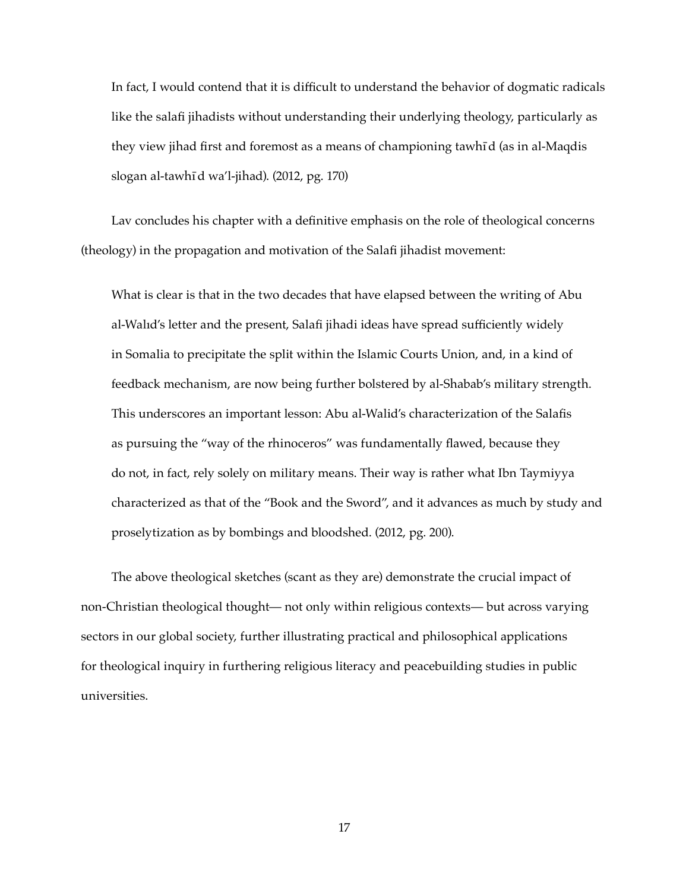> In fact, I would contend that it is difficult to understand the behavior of dogmatic radicals like the salafi jihadists without understanding their underlying theology, particularly as they view jihad first and foremost as a means of championing tawhīd (as in al-Maqdis slogan al-tawhīd wa'l-jihad). (2012, pg. 170)

Lav concludes his chapter with a definitive emphasis on the role of theological concerns (theology) in the propagation and motivation of the Salafi jihadist movement:

> What is clear is that in the two decades that have elapsed between the writing of Abu al-Walıd's letter and the present, Salafi jihadi ideas have spread sufficiently widely in Somalia to precipitate the split within the Islamic Courts Union, and, in a kind of feedback mechanism, are now being further bolstered by al-Shabab's military strength. This underscores an important lesson: Abu al-Walid's characterization of the Salafis as pursuing the "way of the rhinoceros" was fundamentally flawed, because they do not, in fact, rely solely on military means. Their way is rather what Ibn Taymiyya characterized as that of the "Book and the Sword", and it advances as much by study and proselytization as by bombings and bloodshed. (2012, pg. 200).

The above theological sketches (scant as they are) demonstrate the crucial impact of non-Christian theological thought— not only within religious contexts— but across varying sectors in our global society, further illustrating practical and philosophical applications for theological inquiry in furthering religious literacy and peacebuilding studies in public universities.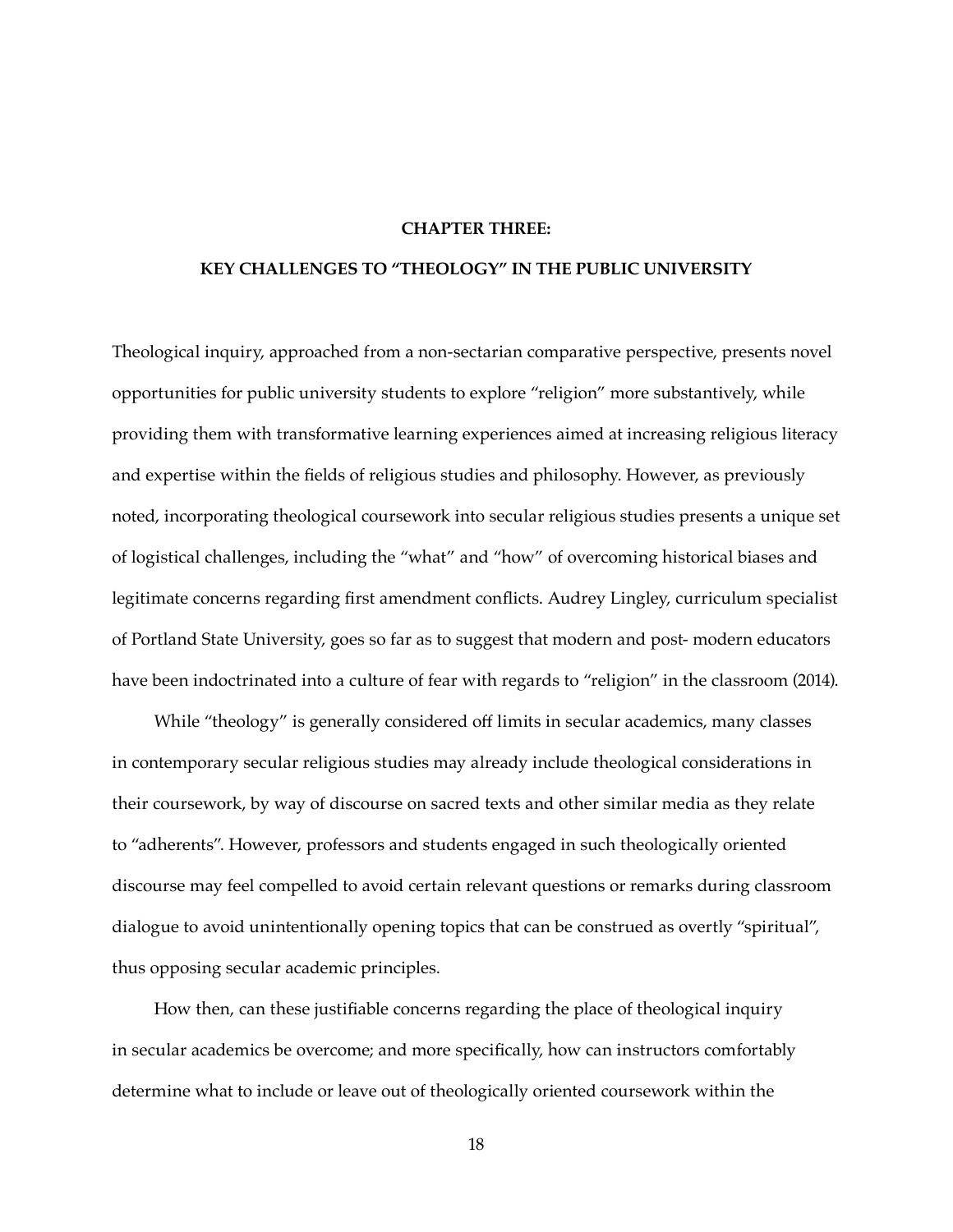# CHAPTER THREE:

## KEY CHALLENGES TO "THEOLOGY" IN THE PUBLIC UNIVERSITY

Theological inquiry, approached from a non-sectarian comparative perspective, presents novel opportunities for public university students to explore "religion" more substantively, while providing them with transformative learning experiences aimed at increasing religious literacy and expertise within the fields of religious studies and philosophy. However, as previously noted, incorporating theological coursework into secular religious studies presents a unique set of logistical challenges, including the "what" and "how" of overcoming historical biases and legitimate concerns regarding first amendment conflicts. Audrey Lingley, curriculum specialist of Portland State University, goes so far as to suggest that modern and post- modern educators have been indoctrinated into a culture of fear with regards to "religion" in the classroom (2014).

While "theology" is generally considered off limits in secular academics, many classes in contemporary secular religious studies may already include theological considerations in their coursework, by way of discourse on sacred texts and other similar media as they relate to "adherents". However, professors and students engaged in such theologically oriented discourse may feel compelled to avoid certain relevant questions or remarks during classroom dialogue to avoid unintentionally opening topics that can be construed as overtly "spiritual", thus opposing secular academic principles.

How then, can these justifiable concerns regarding the place of theological inquiry in secular academics be overcome; and more specifically, how can instructors comfortably determine what to include or leave out of theologically oriented coursework within the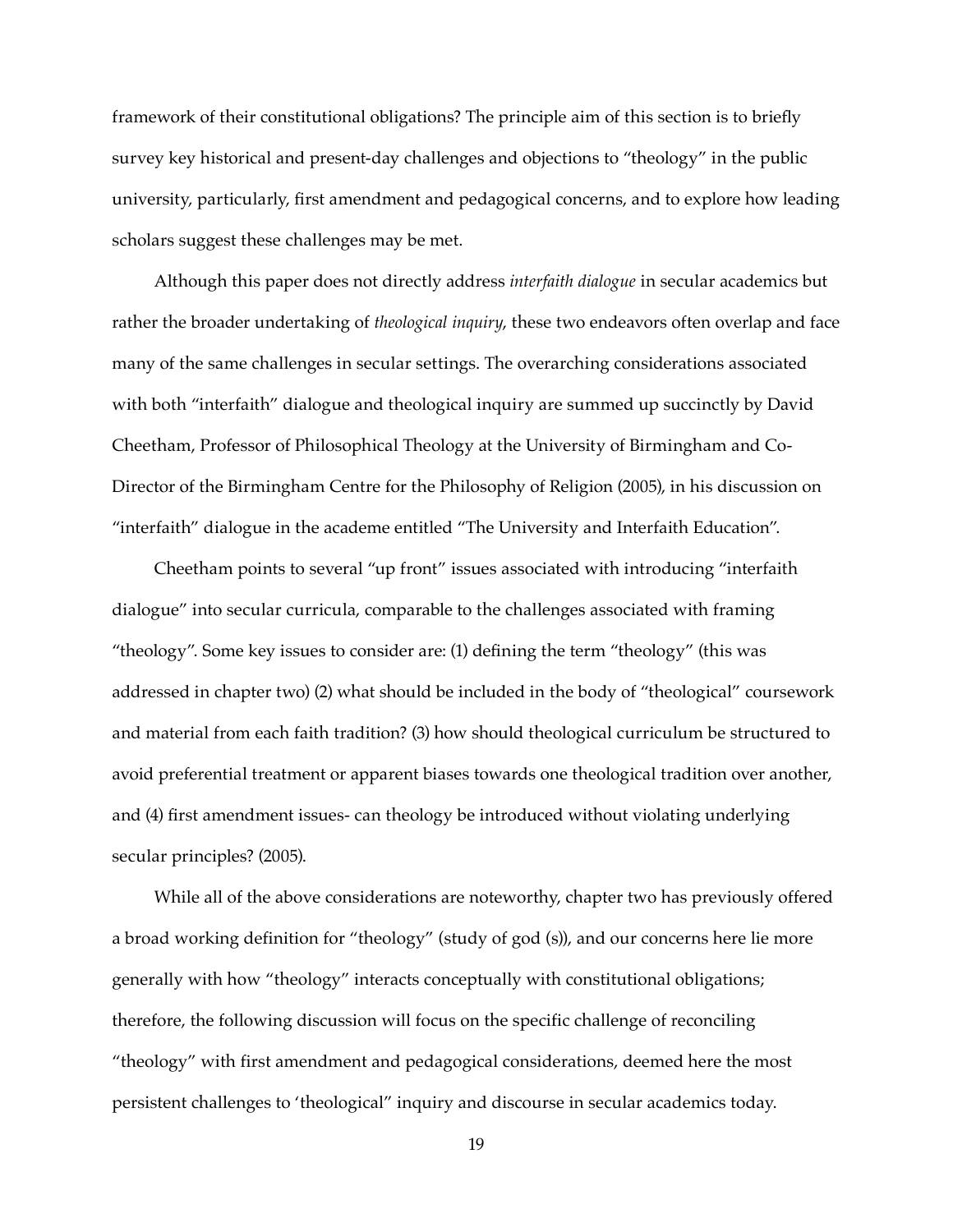framework of their constitutional obligations? The principle aim of this section is to briefly survey key historical and present-day challenges and objections to "theology" in the public university, particularly, first amendment and pedagogical concerns, and to explore how leading scholars suggest these challenges may be met.

Although this paper does not directly address *interfaith dialogue* in secular academics but rather the broader undertaking of *theological inquiry*, these two endeavors often overlap and face many of the same challenges in secular settings. The overarching considerations associated with both "interfaith" dialogue and theological inquiry are summed up succinctly by David Cheetham, Professor of Philosophical Theology at the University of Birmingham and Co-Director of the Birmingham Centre for the Philosophy of Religion (2005), in his discussion on "interfaith" dialogue in the academe entitled "The University and Interfaith Education".

Cheetham points to several "up front" issues associated with introducing "interfaith dialogue" into secular curricula, comparable to the challenges associated with framing "theology". Some key issues to consider are: (1) defining the term "theology" (this was addressed in chapter two) (2) what should be included in the body of "theological" coursework and material from each faith tradition? (3) how should theological curriculum be structured to avoid preferential treatment or apparent biases towards one theological tradition over another, and (4) first amendment issues- can theology be introduced without violating underlying secular principles? (2005).

While all of the above considerations are noteworthy, chapter two has previously offered a broad working definition for "theology" (study of god (s)), and our concerns here lie more generally with how "theology" interacts conceptually with constitutional obligations; therefore, the following discussion will focus on the specific challenge of reconciling "theology" with first amendment and pedagogical considerations, deemed here the most persistent challenges to 'theological" inquiry and discourse in secular academics today.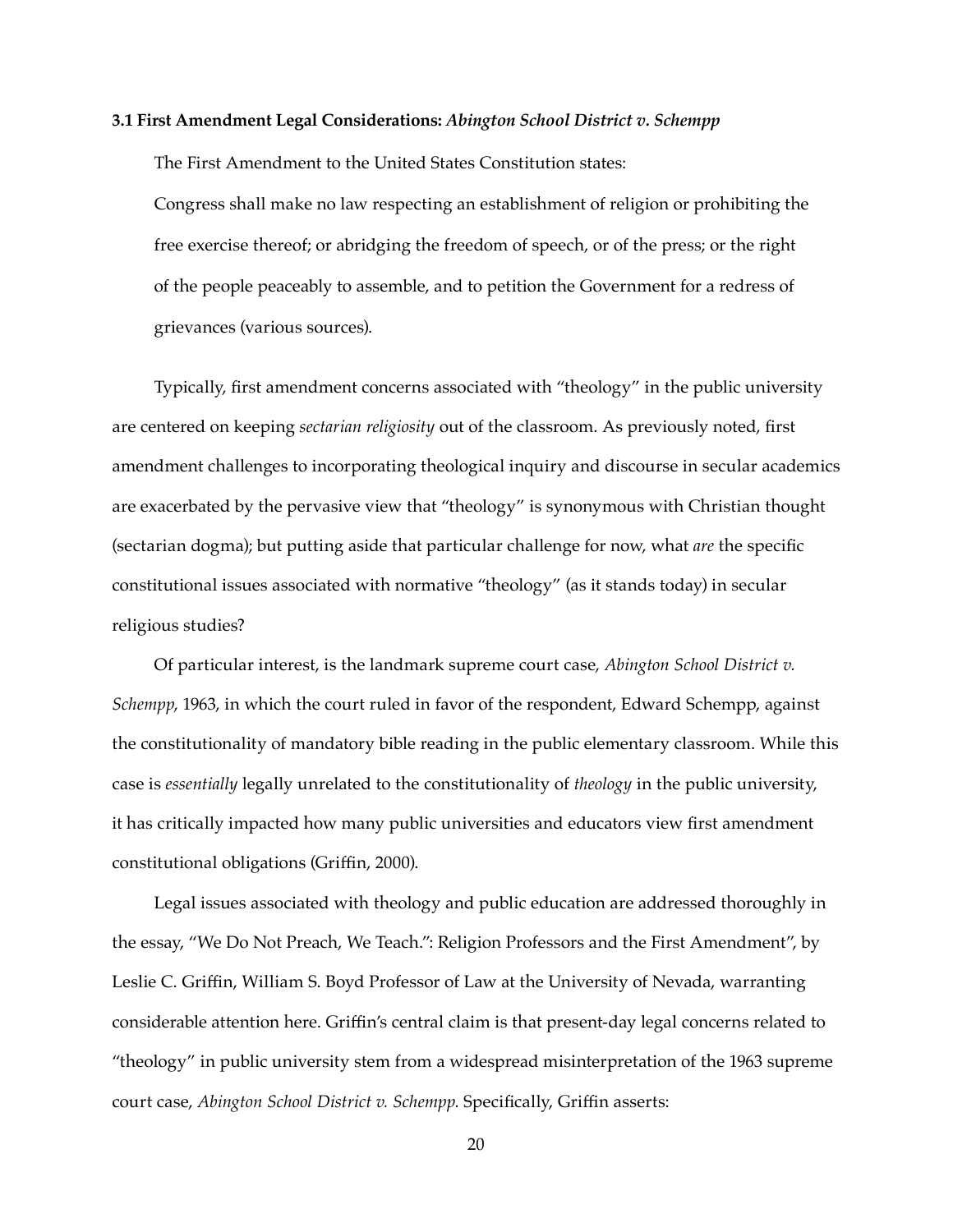**3.1 First Amendment Legal Considerations: *Abington School District v. Schempp***

The First Amendment to the United States Constitution states:

> Congress shall make no law respecting an establishment of religion or prohibiting the free exercise thereof; or abridging the freedom of speech, or of the press; or the right of the people peaceably to assemble, and to petition the Government for a redress of grievances (various sources).

Typically, first amendment concerns associated with "theology" in the public university are centered on keeping *sectarian religiosity* out of the classroom. As previously noted, first amendment challenges to incorporating theological inquiry and discourse in secular academics are exacerbated by the pervasive view that "theology" is synonymous with Christian thought (sectarian dogma); but putting aside that particular challenge for now, what *are* the specific constitutional issues associated with normative "theology" (as it stands today) in secular religious studies?

Of particular interest, is the landmark supreme court case, *Abington School District v. Schempp,* 1963, in which the court ruled in favor of the respondent, Edward Schempp, against the constitutionality of mandatory bible reading in the public elementary classroom. While this case is *essentially* legally unrelated to the constitutionality of *theology* in the public university, it has critically impacted how many public universities and educators view first amendment constitutional obligations (Griffin, 2000).

Legal issues associated with theology and public education are addressed thoroughly in the essay, "We Do Not Preach, We Teach.": Religion Professors and the First Amendment", by Leslie C. Griffin, William S. Boyd Professor of Law at the University of Nevada, warranting considerable attention here. Griffin's central claim is that present-day legal concerns related to "theology" in public university stem from a widespread misinterpretation of the 1963 supreme court case, *Abington School District v. Schempp*. Specifically, Griffin asserts: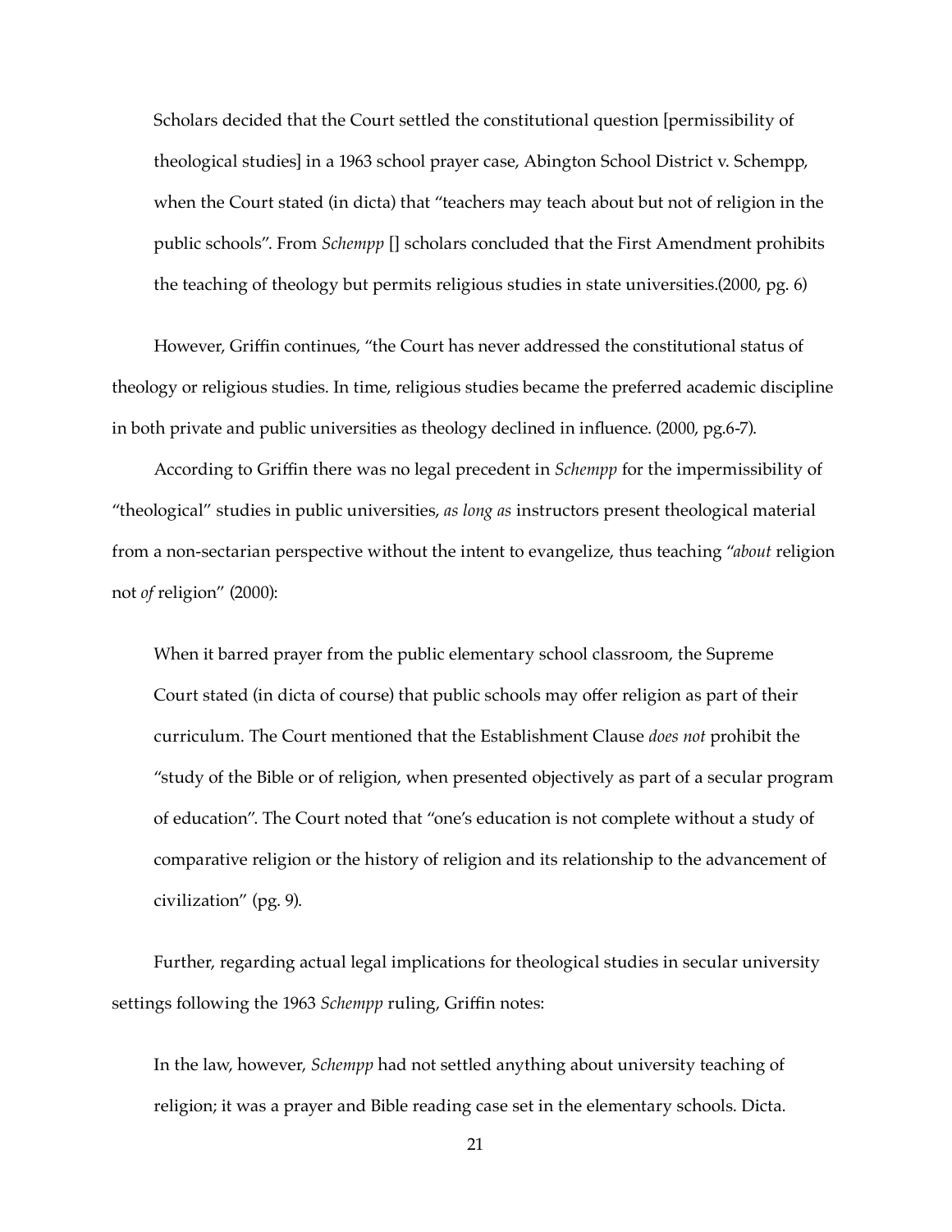> Scholars decided that the Court settled the constitutional question [permissibility of theological studies] in a 1963 school prayer case, Abington School District v. Schempp, when the Court stated (in dicta) that "teachers may teach about but not of religion in the public schools". From *Schempp* [] scholars concluded that the First Amendment prohibits the teaching of theology but permits religious studies in state universities.(2000, pg. 6)

However, Griffin continues, "the Court has never addressed the constitutional status of theology or religious studies. In time, religious studies became the preferred academic discipline in both private and public universities as theology declined in influence. (2000, pg.6-7).

According to Griffin there was no legal precedent in *Schempp* for the impermissibility of "theological" studies in public universities, *as long as* instructors present theological material from a non-sectarian perspective without the intent to evangelize, thus teaching "*about* religion not *of* religion" (2000):

> When it barred prayer from the public elementary school classroom, the Supreme Court stated (in dicta of course) that public schools may offer religion as part of their curriculum. The Court mentioned that the Establishment Clause *does not* prohibit the "study of the Bible or of religion, when presented objectively as part of a secular program of education". The Court noted that "one's education is not complete without a study of comparative religion or the history of religion and its relationship to the advancement of civilization" (pg. 9).

Further, regarding actual legal implications for theological studies in secular university settings following the 1963 *Schempp* ruling, Griffin notes:

> In the law, however, *Schempp* had not settled anything about university teaching of religion; it was a prayer and Bible reading case set in the elementary schools. Dicta.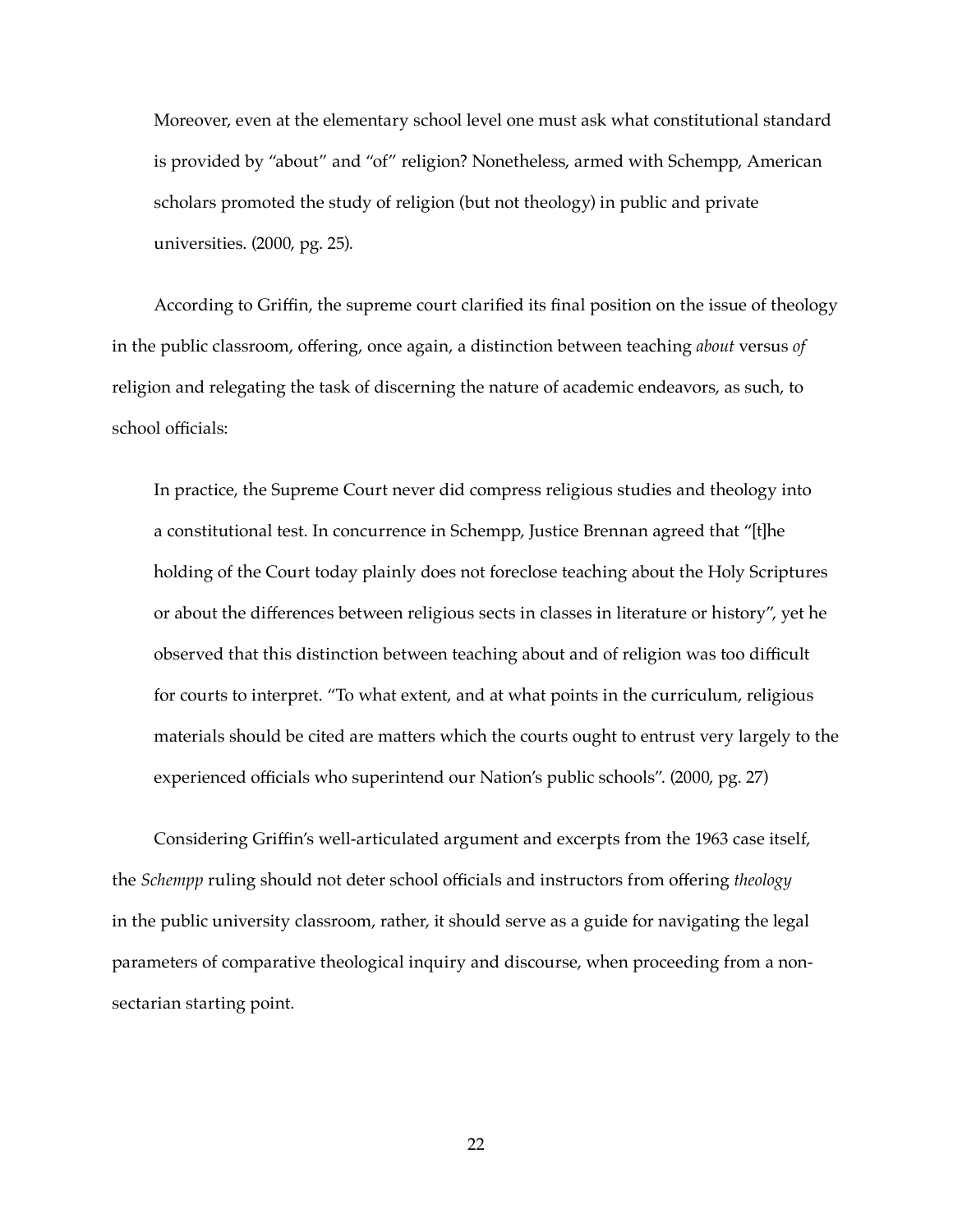> Moreover, even at the elementary school level one must ask what constitutional standard is provided by "about" and "of" religion? Nonetheless, armed with Schempp, American scholars promoted the study of religion (but not theology) in public and private universities. (2000, pg. 25).

According to Griffin, the supreme court clarified its final position on the issue of theology in the public classroom, offering, once again, a distinction between teaching *about* versus *of* religion and relegating the task of discerning the nature of academic endeavors, as such, to school officials:

> In practice, the Supreme Court never did compress religious studies and theology into a constitutional test. In concurrence in Schempp, Justice Brennan agreed that "[t]he holding of the Court today plainly does not foreclose teaching about the Holy Scriptures or about the differences between religious sects in classes in literature or history", yet he observed that this distinction between teaching about and of religion was too difficult for courts to interpret. "To what extent, and at what points in the curriculum, religious materials should be cited are matters which the courts ought to entrust very largely to the experienced officials who superintend our Nation's public schools". (2000, pg. 27)

Considering Griffin's well-articulated argument and excerpts from the 1963 case itself, the *Schempp* ruling should not deter school officials and instructors from offering *theology* in the public university classroom, rather, it should serve as a guide for navigating the legal parameters of comparative theological inquiry and discourse, when proceeding from a non-sectarian starting point.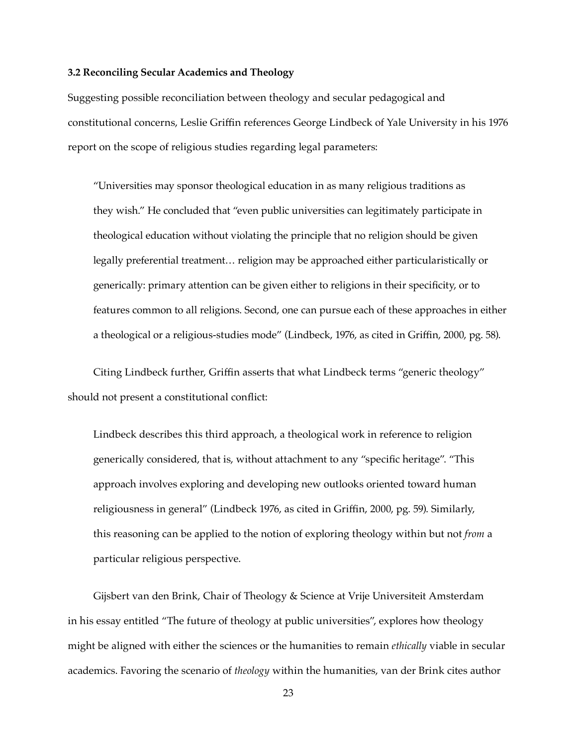**3.2 Reconciling Secular Academics and Theology**

Suggesting possible reconciliation between theology and secular pedagogical and constitutional concerns, Leslie Griffin references George Lindbeck of Yale University in his 1976 report on the scope of religious studies regarding legal parameters:

> "Universities may sponsor theological education in as many religious traditions as they wish." He concluded that "even public universities can legitimately participate in theological education without violating the principle that no religion should be given legally preferential treatment… religion may be approached either particularistically or generically: primary attention can be given either to religions in their specificity, or to features common to all religions. Second, one can pursue each of these approaches in either a theological or a religious-studies mode" (Lindbeck, 1976, as cited in Griffin, 2000, pg. 58).

Citing Lindbeck further, Griffin asserts that what Lindbeck terms "generic theology" should not present a constitutional conflict:

> Lindbeck describes this third approach, a theological work in reference to religion generically considered, that is, without attachment to any "specific heritage". "This approach involves exploring and developing new outlooks oriented toward human religiousness in general" (Lindbeck 1976, as cited in Griffin, 2000, pg. 59). Similarly, this reasoning can be applied to the notion of exploring theology within but not *from* a particular religious perspective.

Gijsbert van den Brink, Chair of Theology & Science at Vrije Universiteit Amsterdam in his essay entitled "The future of theology at public universities", explores how theology might be aligned with either the sciences or the humanities to remain *ethically* viable in secular academics. Favoring the scenario of *theology* within the humanities, van der Brink cites author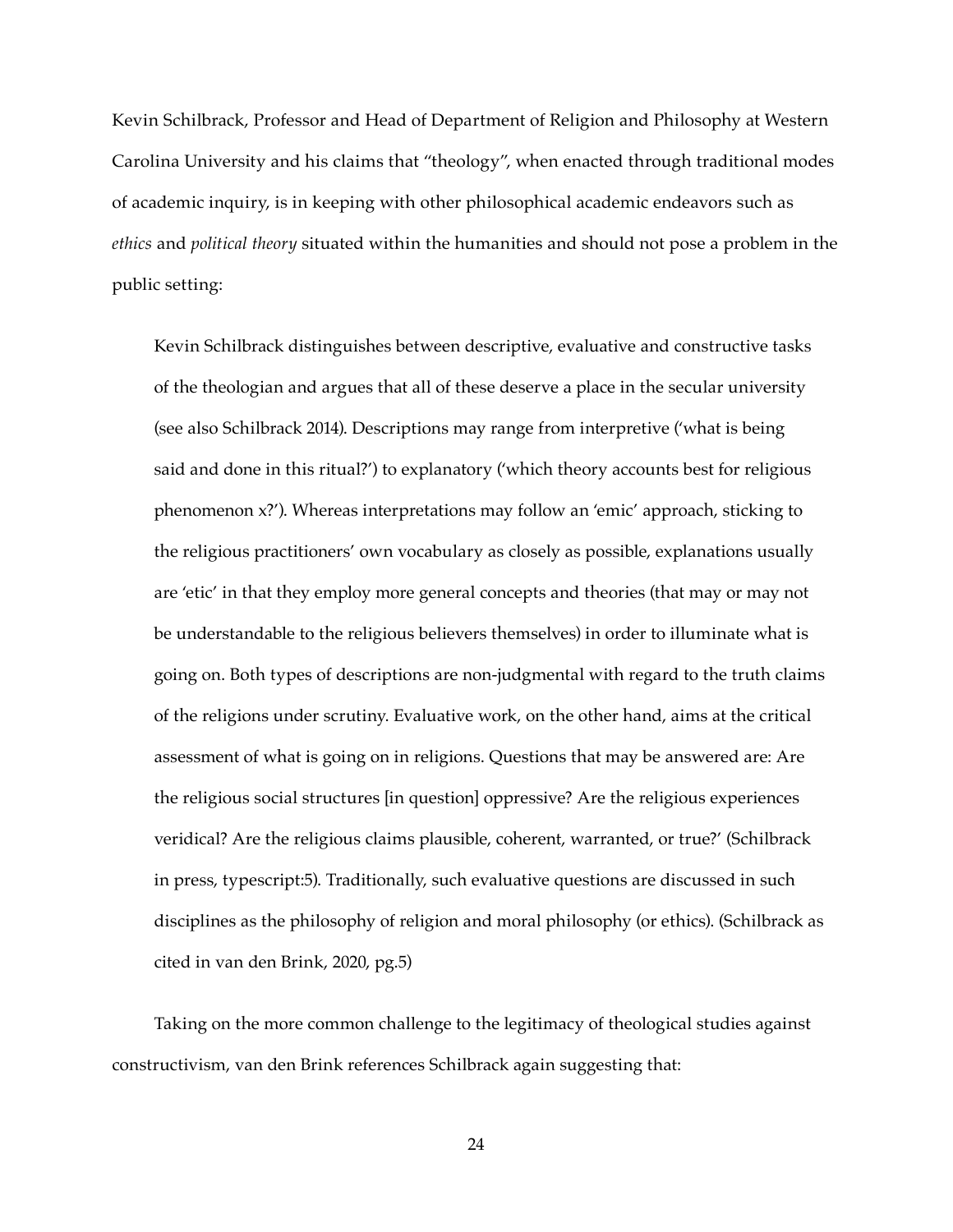Kevin Schilbrack, Professor and Head of Department of Religion and Philosophy at Western Carolina University and his claims that "theology", when enacted through traditional modes of academic inquiry, is in keeping with other philosophical academic endeavors such as *ethics* and *political theory* situated within the humanities and should not pose a problem in the public setting:

> Kevin Schilbrack distinguishes between descriptive, evaluative and constructive tasks of the theologian and argues that all of these deserve a place in the secular university (see also Schilbrack 2014). Descriptions may range from interpretive ('what is being said and done in this ritual?') to explanatory ('which theory accounts best for religious phenomenon x?'). Whereas interpretations may follow an 'emic' approach, sticking to the religious practitioners' own vocabulary as closely as possible, explanations usually are 'etic' in that they employ more general concepts and theories (that may or may not be understandable to the religious believers themselves) in order to illuminate what is going on. Both types of descriptions are non-judgmental with regard to the truth claims of the religions under scrutiny. Evaluative work, on the other hand, aims at the critical assessment of what is going on in religions. Questions that may be answered are: Are the religious social structures [in question] oppressive? Are the religious experiences veridical? Are the religious claims plausible, coherent, warranted, or true?' (Schilbrack in press, typescript:5). Traditionally, such evaluative questions are discussed in such disciplines as the philosophy of religion and moral philosophy (or ethics). (Schilbrack as cited in van den Brink, 2020, pg.5)

Taking on the more common challenge to the legitimacy of theological studies against constructivism, van den Brink references Schilbrack again suggesting that: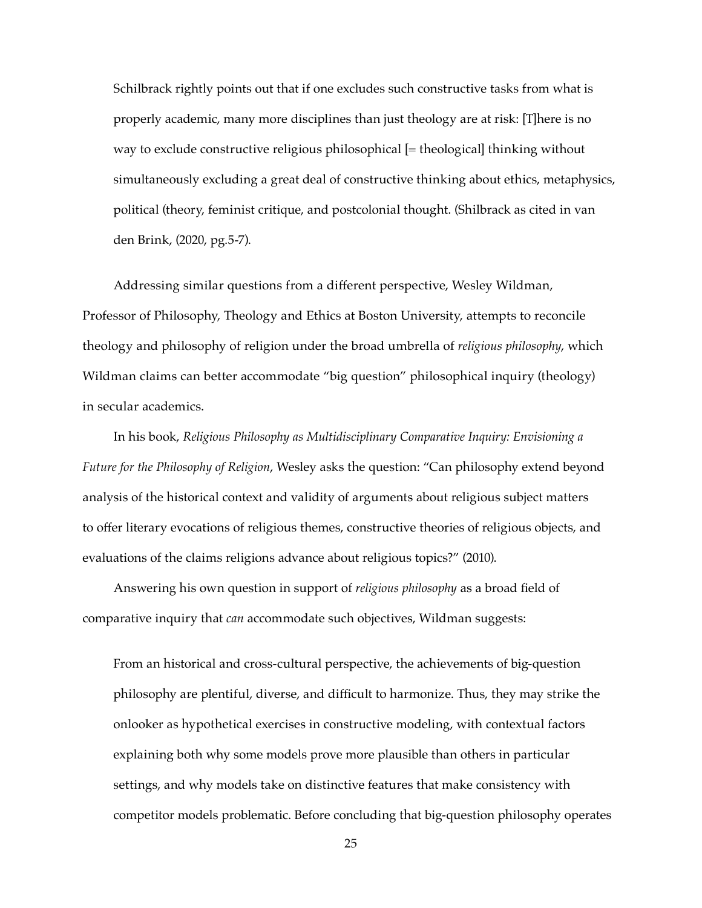> Schilbrack rightly points out that if one excludes such constructive tasks from what is properly academic, many more disciplines than just theology are at risk: [T]here is no way to exclude constructive religious philosophical [= theological] thinking without simultaneously excluding a great deal of constructive thinking about ethics, metaphysics, political (theory, feminist critique, and postcolonial thought. (Shilbrack as cited in van den Brink, (2020, pg.5-7).

Addressing similar questions from a different perspective, Wesley Wildman, Professor of Philosophy, Theology and Ethics at Boston University, attempts to reconcile theology and philosophy of religion under the broad umbrella of *religious philosophy*, which Wildman claims can better accommodate "big question" philosophical inquiry (theology) in secular academics.

In his book, *Religious Philosophy as Multidisciplinary Comparative Inquiry: Envisioning a Future for the Philosophy of Religion*, Wesley asks the question: "Can philosophy extend beyond analysis of the historical context and validity of arguments about religious subject matters to offer literary evocations of religious themes, constructive theories of religious objects, and evaluations of the claims religions advance about religious topics?" (2010).

Answering his own question in support of *religious philosophy* as a broad field of comparative inquiry that *can* accommodate such objectives, Wildman suggests:

> From an historical and cross-cultural perspective, the achievements of big-question philosophy are plentiful, diverse, and difficult to harmonize. Thus, they may strike the onlooker as hypothetical exercises in constructive modeling, with contextual factors explaining both why some models prove more plausible than others in particular settings, and why models take on distinctive features that make consistency with competitor models problematic. Before concluding that big-question philosophy operates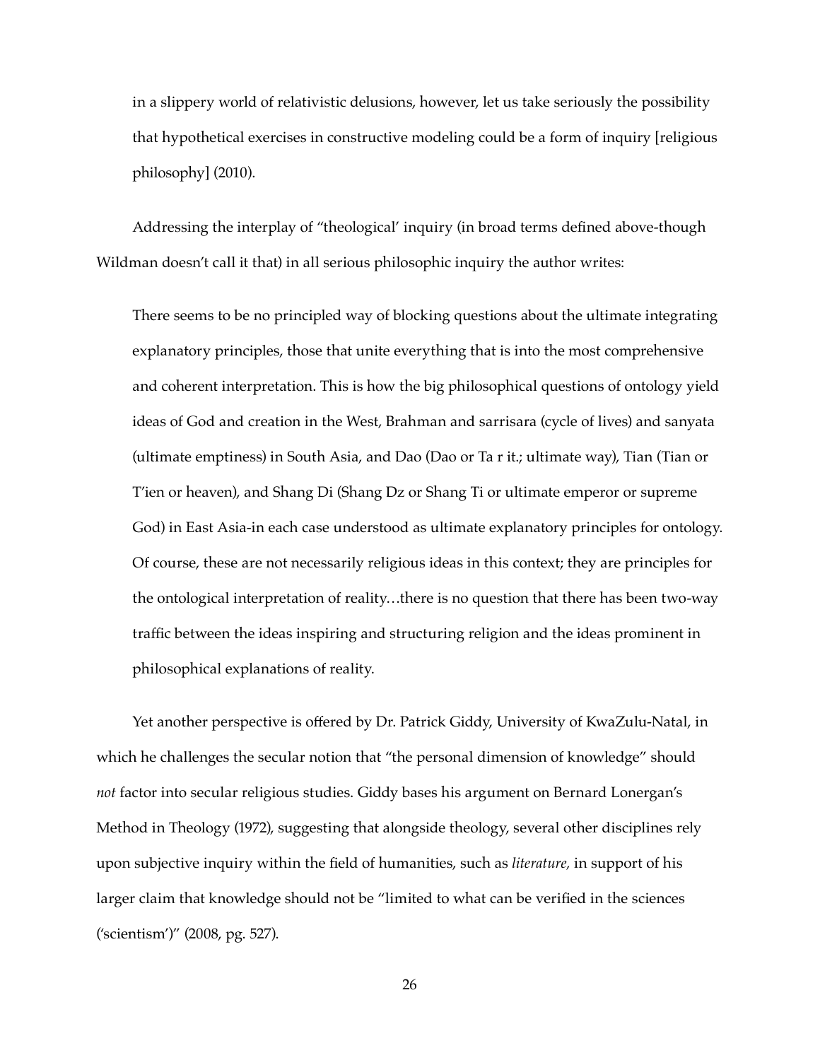> in a slippery world of relativistic delusions, however, let us take seriously the possibility that hypothetical exercises in constructive modeling could be a form of inquiry [religious philosophy] (2010).

Addressing the interplay of "theological' inquiry (in broad terms defined above-though Wildman doesn't call it that) in all serious philosophic inquiry the author writes:

> There seems to be no principled way of blocking questions about the ultimate integrating explanatory principles, those that unite everything that is into the most comprehensive and coherent interpretation. This is how the big philosophical questions of ontology yield ideas of God and creation in the West, Brahman and sarrisara (cycle of lives) and sanyata (ultimate emptiness) in South Asia, and Dao (Dao or Ta r it.; ultimate way), Tian (Tian or T'ien or heaven), and Shang Di (Shang Dz or Shang Ti or ultimate emperor or supreme God) in East Asia-in each case understood as ultimate explanatory principles for ontology. Of course, these are not necessarily religious ideas in this context; they are principles for the ontological interpretation of reality…there is no question that there has been two-way traffic between the ideas inspiring and structuring religion and the ideas prominent in philosophical explanations of reality.

Yet another perspective is offered by Dr. Patrick Giddy, University of KwaZulu-Natal, in which he challenges the secular notion that "the personal dimension of knowledge" should *not* factor into secular religious studies. Giddy bases his argument on Bernard Lonergan's Method in Theology (1972), suggesting that alongside theology, several other disciplines rely upon subjective inquiry within the field of humanities, such as *literature,* in support of his larger claim that knowledge should not be "limited to what can be verified in the sciences ('scientism')" (2008, pg. 527).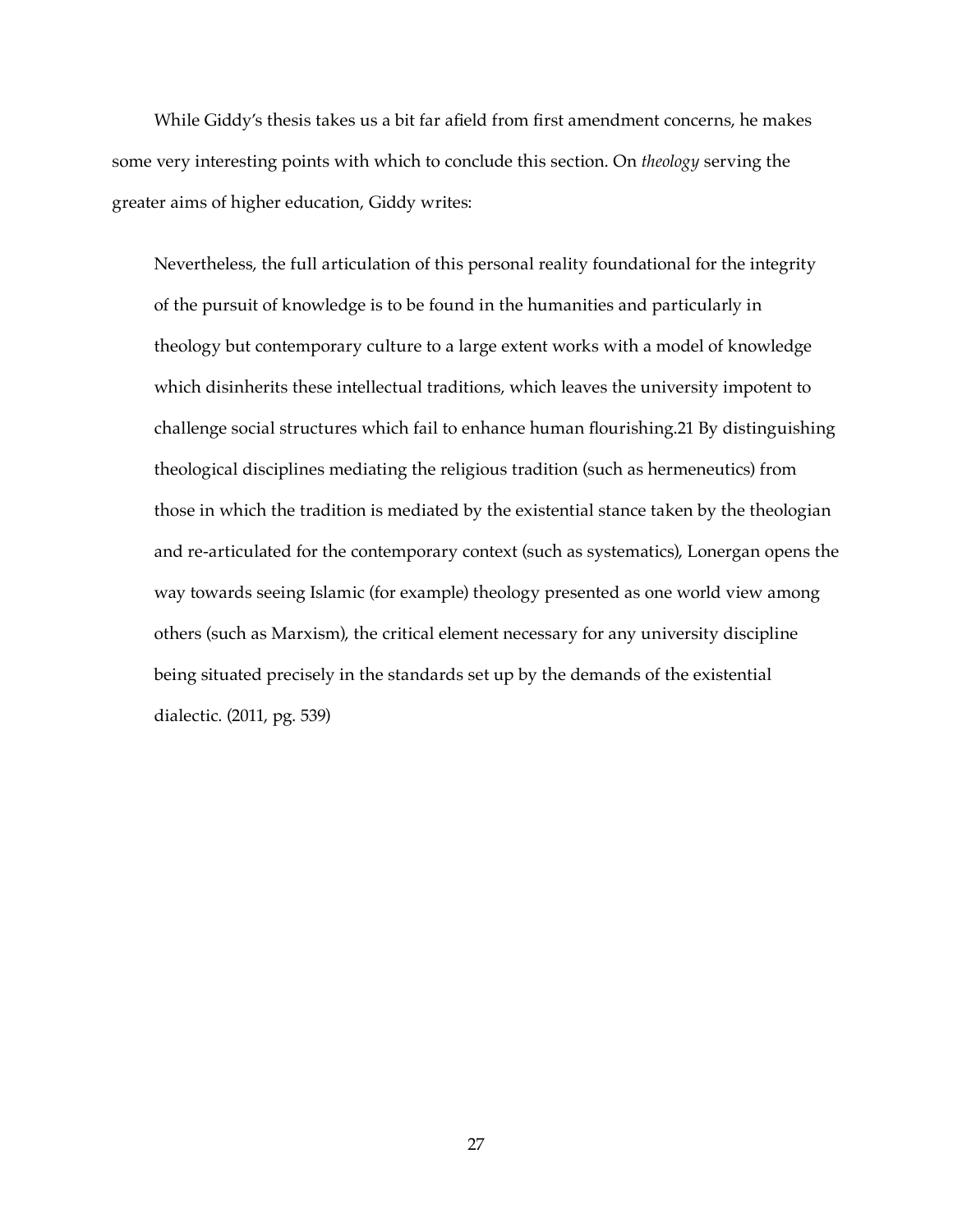While Giddy's thesis takes us a bit far afield from first amendment concerns, he makes some very interesting points with which to conclude this section. On *theology* serving the greater aims of higher education, Giddy writes:

> Nevertheless, the full articulation of this personal reality foundational for the integrity of the pursuit of knowledge is to be found in the humanities and particularly in theology but contemporary culture to a large extent works with a model of knowledge which disinherits these intellectual traditions, which leaves the university impotent to challenge social structures which fail to enhance human flourishing.21 By distinguishing theological disciplines mediating the religious tradition (such as hermeneutics) from those in which the tradition is mediated by the existential stance taken by the theologian and re-articulated for the contemporary context (such as systematics), Lonergan opens the way towards seeing Islamic (for example) theology presented as one world view among others (such as Marxism), the critical element necessary for any university discipline being situated precisely in the standards set up by the demands of the existential dialectic. (2011, pg. 539)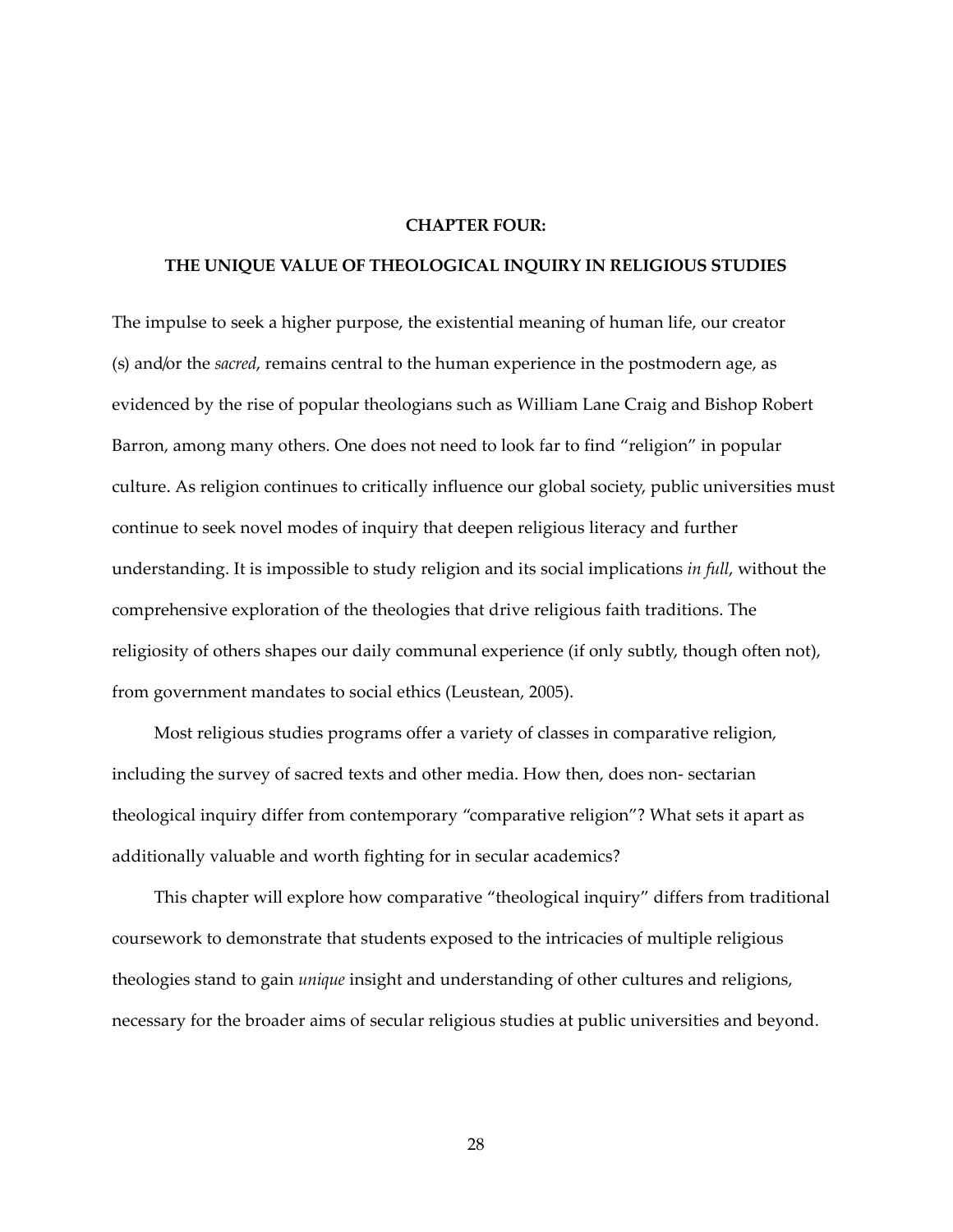# CHAPTER FOUR:

## THE UNIQUE VALUE OF THEOLOGICAL INQUIRY IN RELIGIOUS STUDIES

The impulse to seek a higher purpose, the existential meaning of human life, our creator (s) and/or the *sacred*, remains central to the human experience in the postmodern age, as evidenced by the rise of popular theologians such as William Lane Craig and Bishop Robert Barron, among many others. One does not need to look far to find "religion" in popular culture. As religion continues to critically influence our global society, public universities must continue to seek novel modes of inquiry that deepen religious literacy and further understanding. It is impossible to study religion and its social implications *in full*, without the comprehensive exploration of the theologies that drive religious faith traditions. The religiosity of others shapes our daily communal experience (if only subtly, though often not), from government mandates to social ethics (Leustean, 2005).

Most religious studies programs offer a variety of classes in comparative religion, including the survey of sacred texts and other media. How then, does non- sectarian theological inquiry differ from contemporary "comparative religion"? What sets it apart as additionally valuable and worth fighting for in secular academics?

This chapter will explore how comparative "theological inquiry" differs from traditional coursework to demonstrate that students exposed to the intricacies of multiple religious theologies stand to gain *unique* insight and understanding of other cultures and religions, necessary for the broader aims of secular religious studies at public universities and beyond.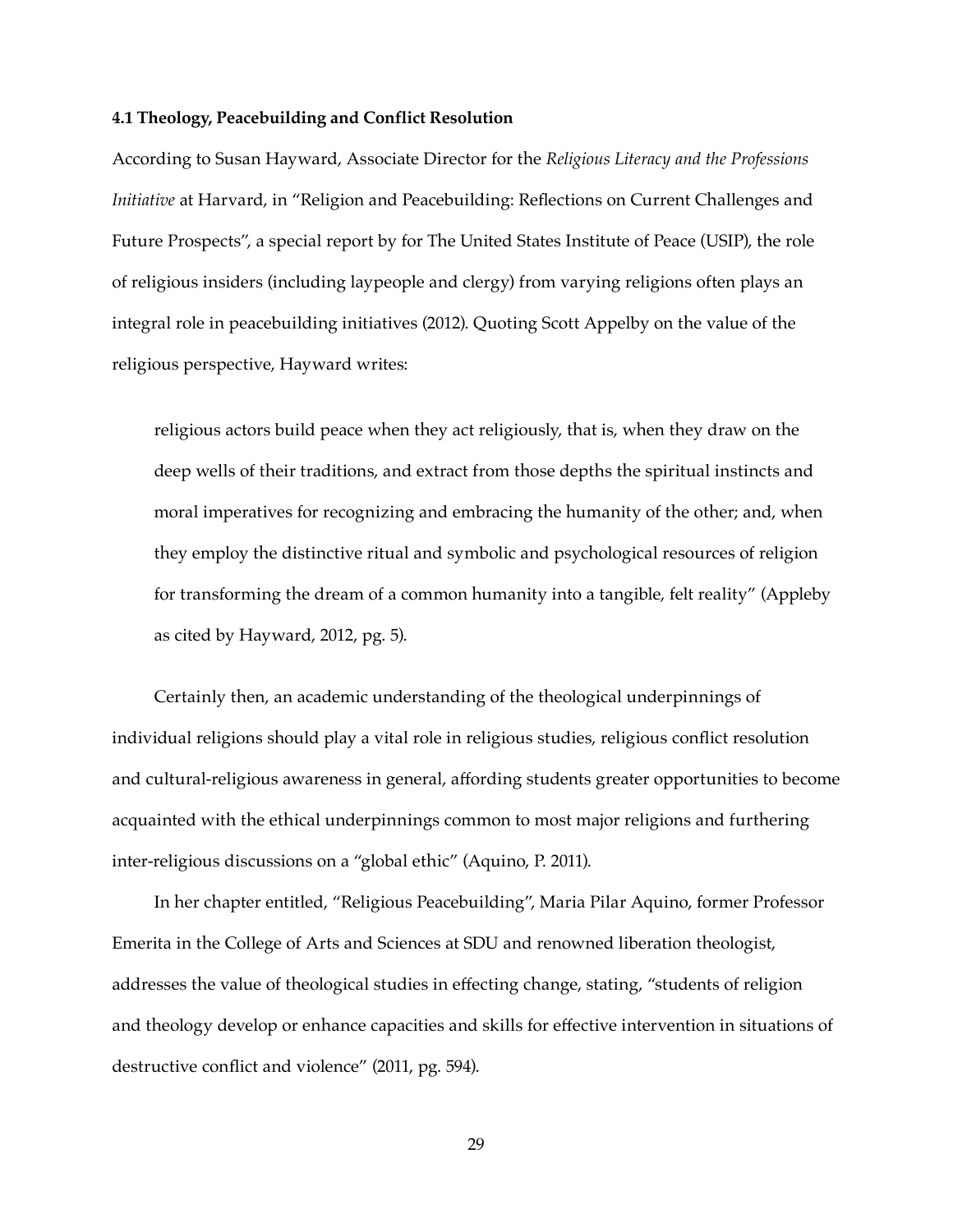**4.1 Theology, Peacebuilding and Conflict Resolution**

According to Susan Hayward, Associate Director for the *Religious Literacy and the Professions Initiative* at Harvard, in "Religion and Peacebuilding: Reflections on Current Challenges and Future Prospects", a special report by for The United States Institute of Peace (USIP), the role of religious insiders (including laypeople and clergy) from varying religions often plays an integral role in peacebuilding initiatives (2012). Quoting Scott Appelby on the value of the religious perspective, Hayward writes:

> religious actors build peace when they act religiously, that is, when they draw on the deep wells of their traditions, and extract from those depths the spiritual instincts and moral imperatives for recognizing and embracing the humanity of the other; and, when they employ the distinctive ritual and symbolic and psychological resources of religion for transforming the dream of a common humanity into a tangible, felt reality" (Appleby as cited by Hayward, 2012, pg. 5).

Certainly then, an academic understanding of the theological underpinnings of individual religions should play a vital role in religious studies, religious conflict resolution and cultural-religious awareness in general, affording students greater opportunities to become acquainted with the ethical underpinnings common to most major religions and furthering inter-religious discussions on a "global ethic" (Aquino, P. 2011).

In her chapter entitled, "Religious Peacebuilding", Maria Pilar Aquino, former Professor Emerita in the College of Arts and Sciences at SDU and renowned liberation theologist, addresses the value of theological studies in effecting change, stating, "students of religion and theology develop or enhance capacities and skills for effective intervention in situations of destructive conflict and violence" (2011, pg. 594).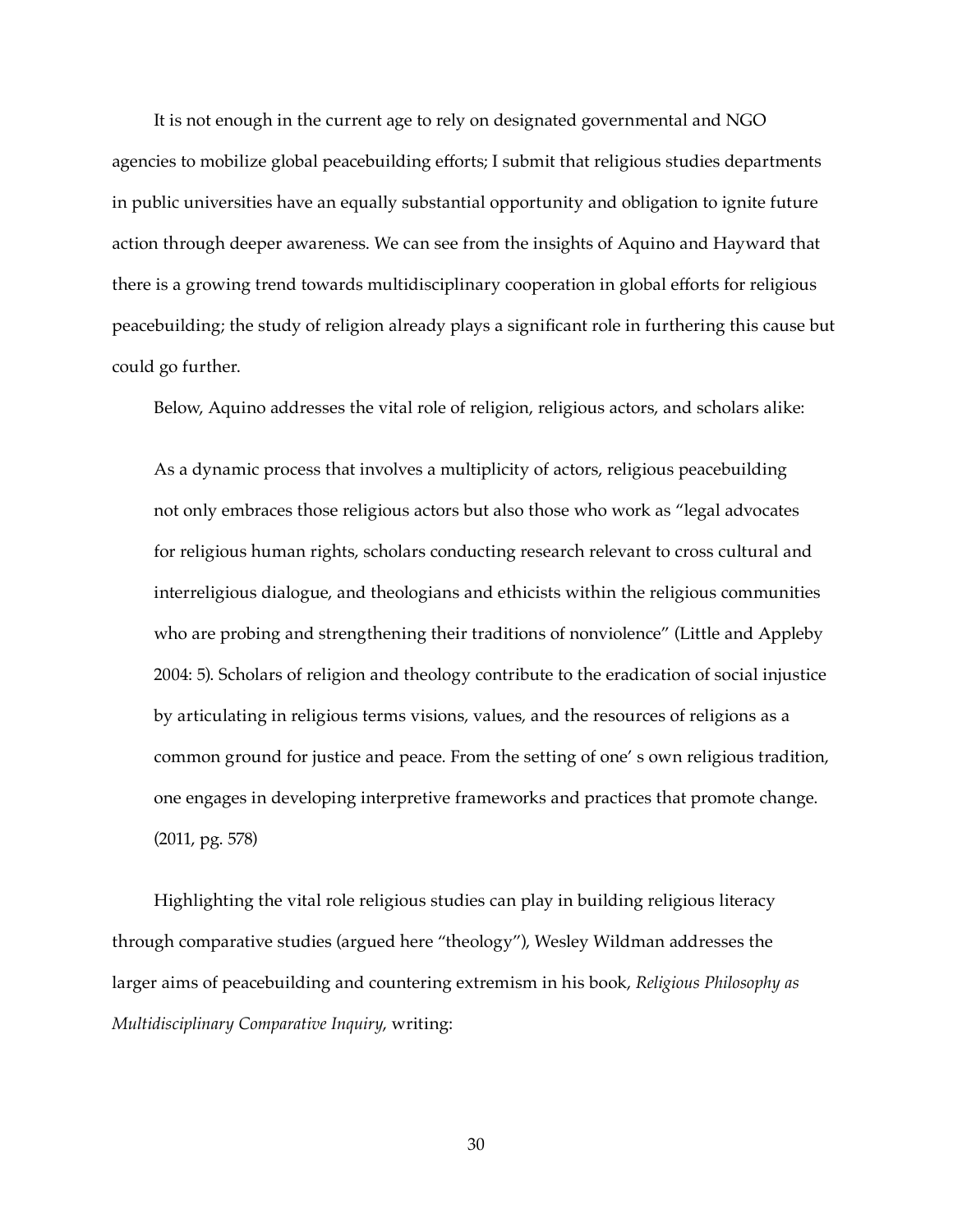It is not enough in the current age to rely on designated governmental and NGO agencies to mobilize global peacebuilding efforts; I submit that religious studies departments in public universities have an equally substantial opportunity and obligation to ignite future action through deeper awareness. We can see from the insights of Aquino and Hayward that there is a growing trend towards multidisciplinary cooperation in global efforts for religious peacebuilding; the study of religion already plays a significant role in furthering this cause but could go further.

Below, Aquino addresses the vital role of religion, religious actors, and scholars alike:

> As a dynamic process that involves a multiplicity of actors, religious peacebuilding not only embraces those religious actors but also those who work as "legal advocates for religious human rights, scholars conducting research relevant to cross cultural and interreligious dialogue, and theologians and ethicists within the religious communities who are probing and strengthening their traditions of nonviolence" (Little and Appleby 2004: 5). Scholars of religion and theology contribute to the eradication of social injustice by articulating in religious terms visions, values, and the resources of religions as a common ground for justice and peace. From the setting of one' s own religious tradition, one engages in developing interpretive frameworks and practices that promote change. (2011, pg. 578)

Highlighting the vital role religious studies can play in building religious literacy through comparative studies (argued here "theology"), Wesley Wildman addresses the larger aims of peacebuilding and countering extremism in his book, *Religious Philosophy as Multidisciplinary Comparative Inquiry*, writing: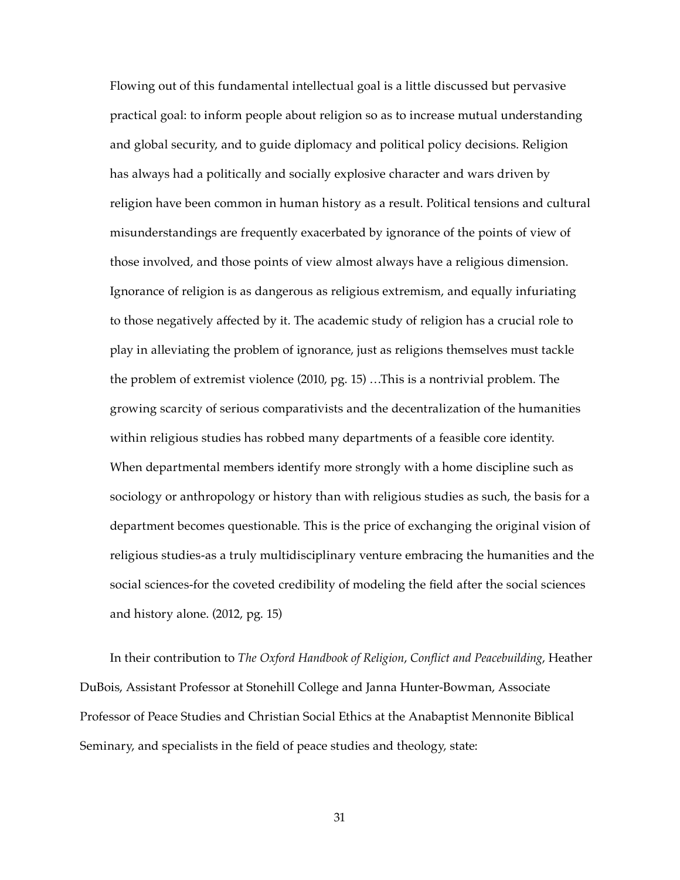> Flowing out of this fundamental intellectual goal is a little discussed but pervasive practical goal: to inform people about religion so as to increase mutual understanding and global security, and to guide diplomacy and political policy decisions. Religion has always had a politically and socially explosive character and wars driven by religion have been common in human history as a result. Political tensions and cultural misunderstandings are frequently exacerbated by ignorance of the points of view of those involved, and those points of view almost always have a religious dimension. Ignorance of religion is as dangerous as religious extremism, and equally infuriating to those negatively affected by it. The academic study of religion has a crucial role to play in alleviating the problem of ignorance, just as religions themselves must tackle the problem of extremist violence (2010, pg. 15) …This is a nontrivial problem. The growing scarcity of serious comparativists and the decentralization of the humanities within religious studies has robbed many departments of a feasible core identity. When departmental members identify more strongly with a home discipline such as sociology or anthropology or history than with religious studies as such, the basis for a department becomes questionable. This is the price of exchanging the original vision of religious studies-as a truly multidisciplinary venture embracing the humanities and the social sciences-for the coveted credibility of modeling the field after the social sciences and history alone. (2012, pg. 15)

In their contribution to *The Oxford Handbook of Religion, Conflict and Peacebuilding*, Heather DuBois, Assistant Professor at Stonehill College and Janna Hunter-Bowman, Associate Professor of Peace Studies and Christian Social Ethics at the Anabaptist Mennonite Biblical Seminary, and specialists in the field of peace studies and theology, state: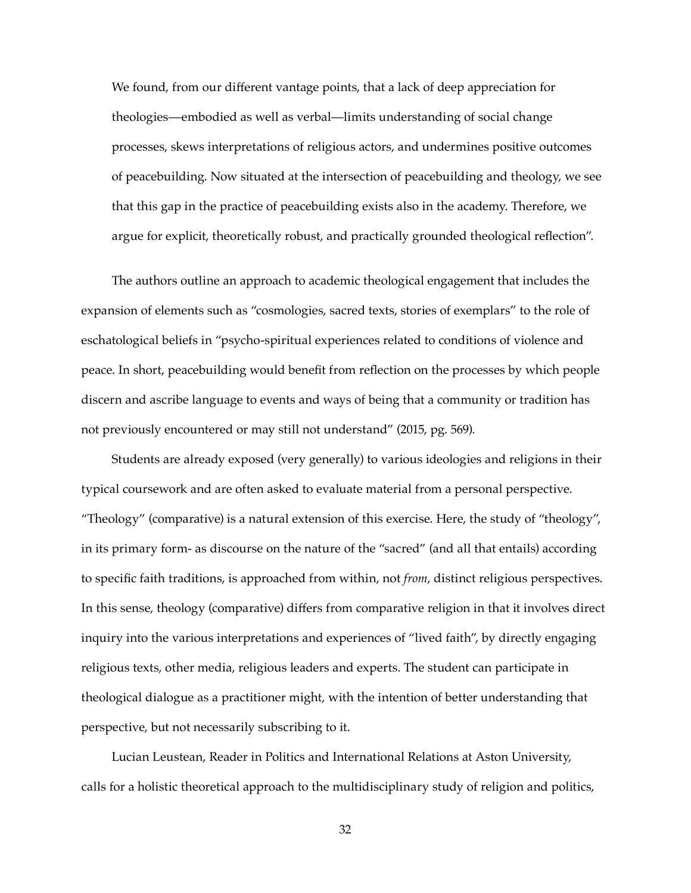We found, from our different vantage points, that a lack of deep appreciation for theologies—embodied as well as verbal—limits understanding of social change processes, skews interpretations of religious actors, and undermines positive outcomes of peacebuilding. Now situated at the intersection of peacebuilding and theology, we see that this gap in the practice of peacebuilding exists also in the academy. Therefore, we argue for explicit, theoretically robust, and practically grounded theological reflection".

The authors outline an approach to academic theological engagement that includes the expansion of elements such as "cosmologies, sacred texts, stories of exemplars" to the role of eschatological beliefs in "psycho-spiritual experiences related to conditions of violence and peace. In short, peacebuilding would benefit from reflection on the processes by which people discern and ascribe language to events and ways of being that a community or tradition has not previously encountered or may still not understand" (2015, pg. 569).

Students are already exposed (very generally) to various ideologies and religions in their typical coursework and are often asked to evaluate material from a personal perspective. "Theology" (comparative) is a natural extension of this exercise. Here, the study of "theology", in its primary form- as discourse on the nature of the "sacred" (and all that entails) according to specific faith traditions, is approached from within, not *from*, distinct religious perspectives. In this sense, theology (comparative) differs from comparative religion in that it involves direct inquiry into the various interpretations and experiences of "lived faith", by directly engaging religious texts, other media, religious leaders and experts. The student can participate in theological dialogue as a practitioner might, with the intention of better understanding that perspective, but not necessarily subscribing to it.

Lucian Leustean, Reader in Politics and International Relations at Aston University, calls for a holistic theoretical approach to the multidisciplinary study of religion and politics,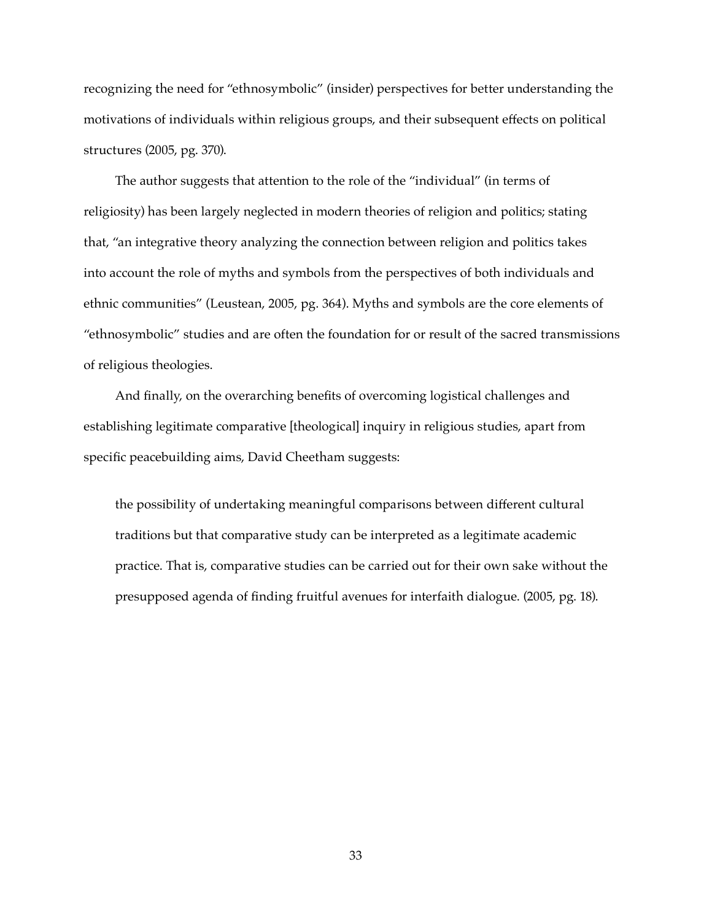recognizing the need for "ethnosymbolic" (insider) perspectives for better understanding the motivations of individuals within religious groups, and their subsequent effects on political structures (2005, pg. 370).

The author suggests that attention to the role of the "individual" (in terms of religiosity) has been largely neglected in modern theories of religion and politics; stating that, "an integrative theory analyzing the connection between religion and politics takes into account the role of myths and symbols from the perspectives of both individuals and ethnic communities" (Leustean, 2005, pg. 364). Myths and symbols are the core elements of "ethnosymbolic" studies and are often the foundation for or result of the sacred transmissions of religious theologies.

And finally, on the overarching benefits of overcoming logistical challenges and establishing legitimate comparative [theological] inquiry in religious studies, apart from specific peacebuilding aims, David Cheetham suggests:

> the possibility of undertaking meaningful comparisons between different cultural traditions but that comparative study can be interpreted as a legitimate academic practice. That is, comparative studies can be carried out for their own sake without the presupposed agenda of finding fruitful avenues for interfaith dialogue. (2005, pg. 18).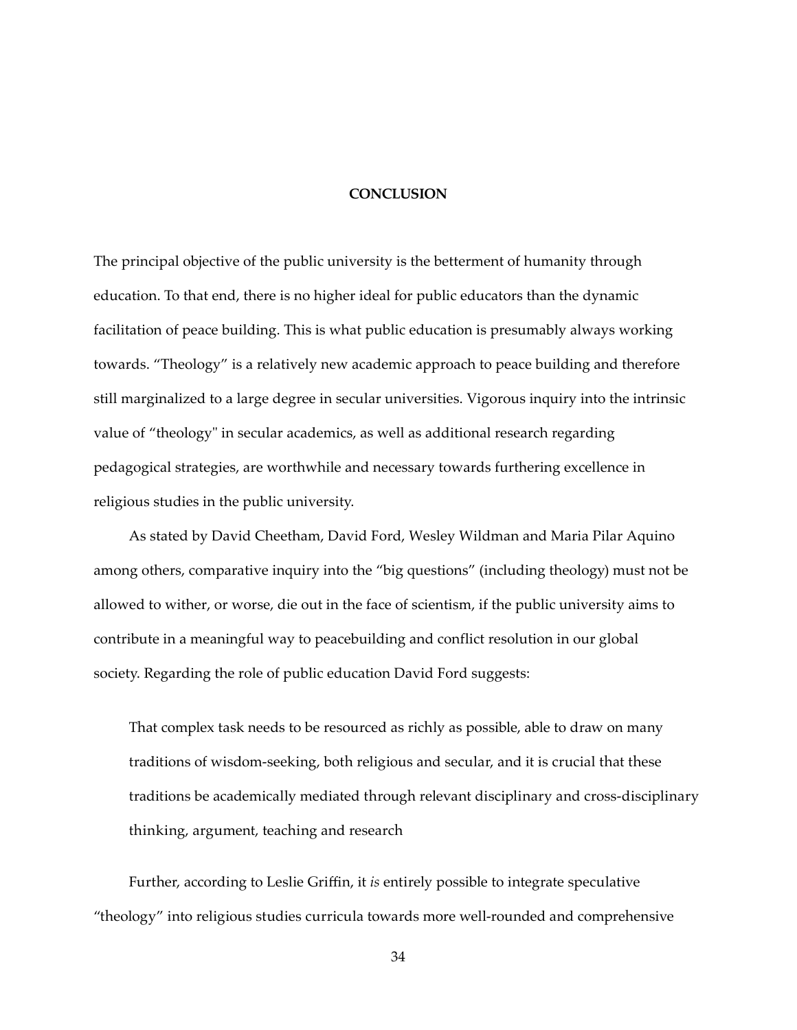# CONCLUSION

The principal objective of the public university is the betterment of humanity through education. To that end, there is no higher ideal for public educators than the dynamic facilitation of peace building. This is what public education is presumably always working towards. "Theology" is a relatively new academic approach to peace building and therefore still marginalized to a large degree in secular universities. Vigorous inquiry into the intrinsic value of "theology" in secular academics, as well as additional research regarding pedagogical strategies, are worthwhile and necessary towards furthering excellence in religious studies in the public university.

As stated by David Cheetham, David Ford, Wesley Wildman and Maria Pilar Aquino among others, comparative inquiry into the "big questions" (including theology) must not be allowed to wither, or worse, die out in the face of scientism, if the public university aims to contribute in a meaningful way to peacebuilding and conflict resolution in our global society. Regarding the role of public education David Ford suggests:

> That complex task needs to be resourced as richly as possible, able to draw on many traditions of wisdom-seeking, both religious and secular, and it is crucial that these traditions be academically mediated through relevant disciplinary and cross-disciplinary thinking, argument, teaching and research

Further, according to Leslie Griffin, it *is* entirely possible to integrate speculative "theology" into religious studies curricula towards more well-rounded and comprehensive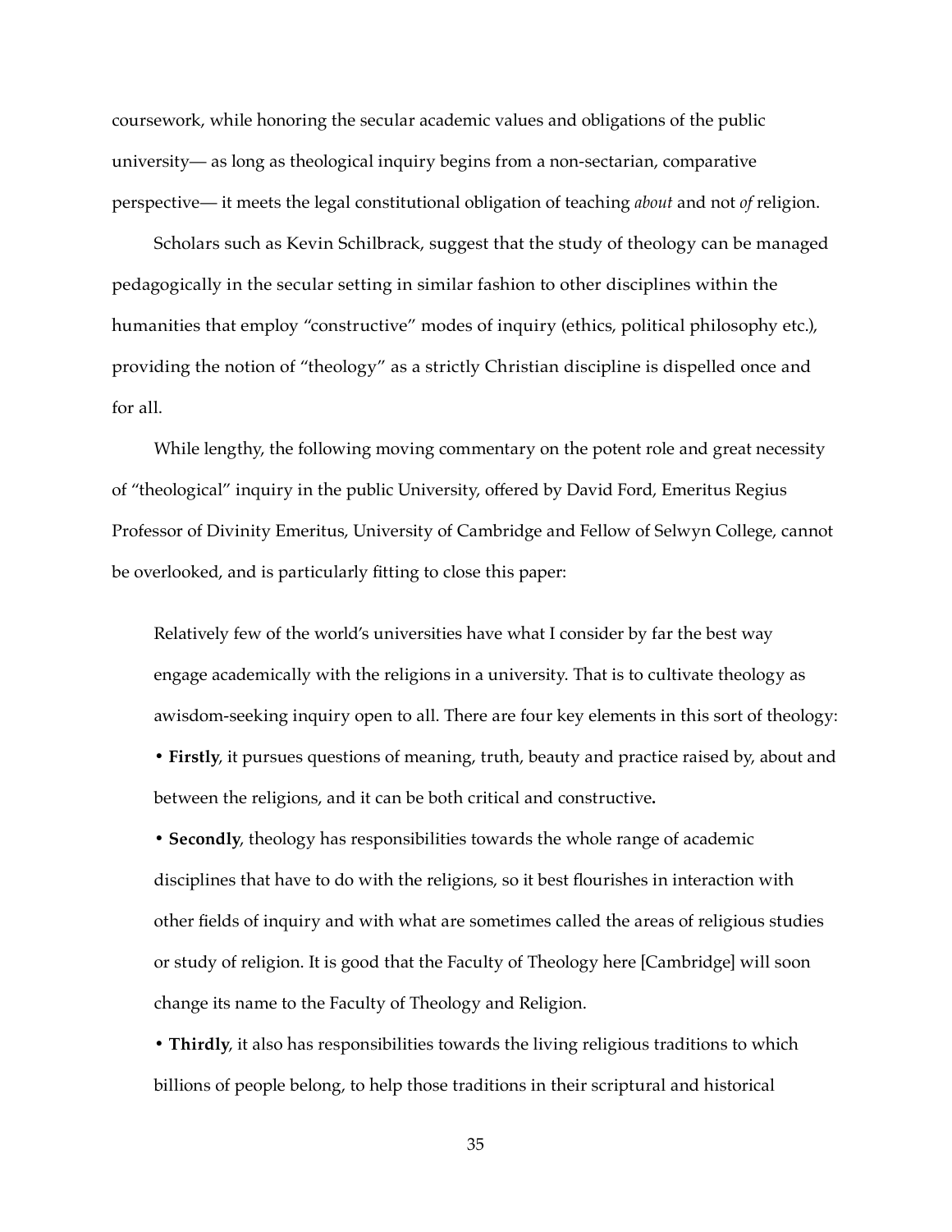coursework, while honoring the secular academic values and obligations of the public university— as long as theological inquiry begins from a non-sectarian, comparative perspective— it meets the legal constitutional obligation of teaching *about* and not *of* religion.

Scholars such as Kevin Schilbrack, suggest that the study of theology can be managed pedagogically in the secular setting in similar fashion to other disciplines within the humanities that employ "constructive" modes of inquiry (ethics, political philosophy etc.), providing the notion of "theology" as a strictly Christian discipline is dispelled once and for all.

While lengthy, the following moving commentary on the potent role and great necessity of "theological" inquiry in the public University, offered by David Ford, Emeritus Regius Professor of Divinity Emeritus, University of Cambridge and Fellow of Selwyn College, cannot be overlooked, and is particularly fitting to close this paper:

> Relatively few of the world's universities have what I consider by far the best way engage academically with the religions in a university. That is to cultivate theology as awisdom-seeking inquiry open to all. There are four key elements in this sort of theology:
>
> • **Firstly**, it pursues questions of meaning, truth, beauty and practice raised by, about and between the religions, and it can be both critical and constructive**.**
>
> • **Secondly**, theology has responsibilities towards the whole range of academic disciplines that have to do with the religions, so it best flourishes in interaction with other fields of inquiry and with what are sometimes called the areas of religious studies or study of religion. It is good that the Faculty of Theology here [Cambridge] will soon change its name to the Faculty of Theology and Religion.
>
> • **Thirdly**, it also has responsibilities towards the living religious traditions to which billions of people belong, to help those traditions in their scriptural and historical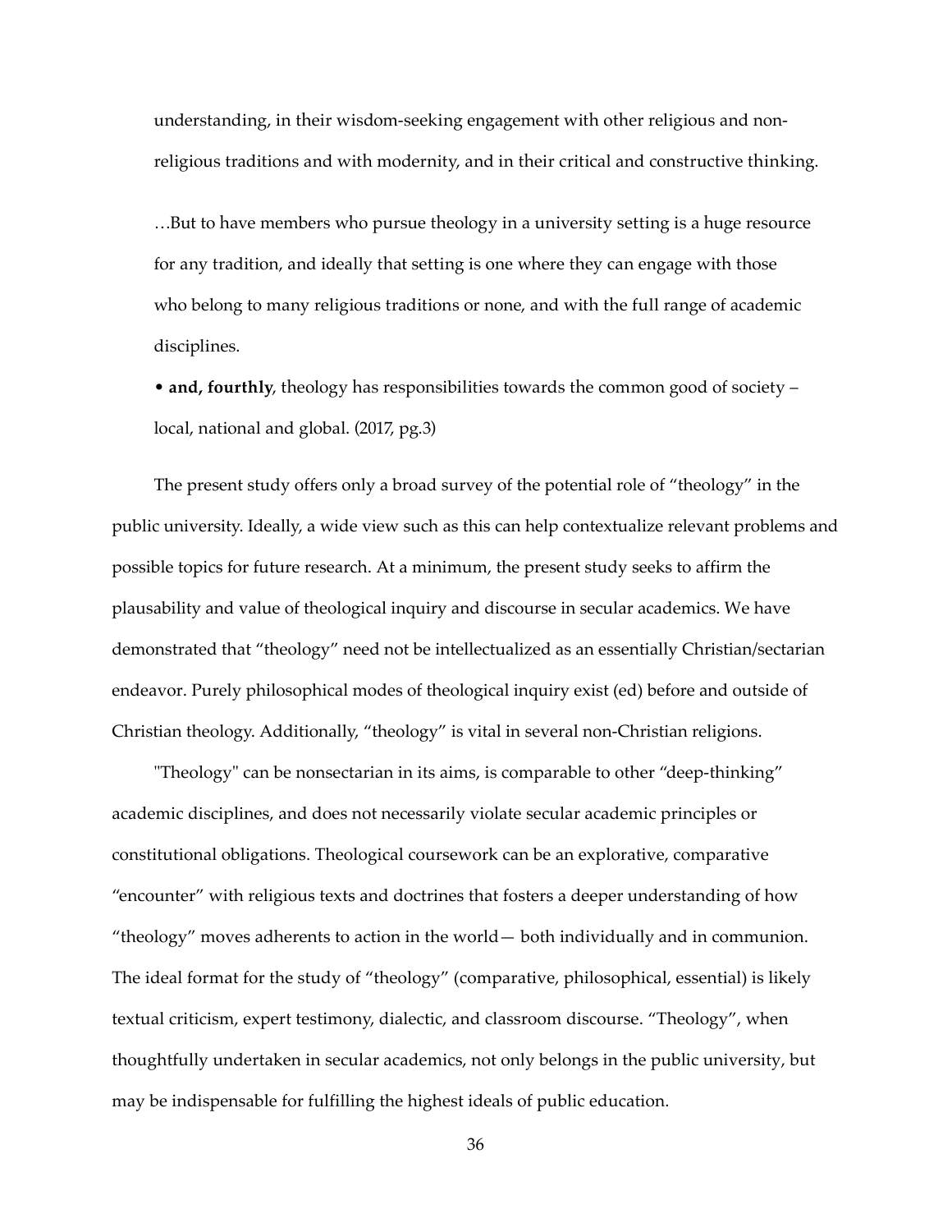understanding, in their wisdom-seeking engagement with other religious and non-religious traditions and with modernity, and in their critical and constructive thinking.

> …But to have members who pursue theology in a university setting is a huge resource for any tradition, and ideally that setting is one where they can engage with those who belong to many religious traditions or none, and with the full range of academic disciplines.
>
> • **and, fourthly**, theology has responsibilities towards the common good of society – local, national and global. (2017, pg.3)

The present study offers only a broad survey of the potential role of "theology" in the public university. Ideally, a wide view such as this can help contextualize relevant problems and possible topics for future research. At a minimum, the present study seeks to affirm the plausability and value of theological inquiry and discourse in secular academics. We have demonstrated that "theology" need not be intellectualized as an essentially Christian/sectarian endeavor. Purely philosophical modes of theological inquiry exist (ed) before and outside of Christian theology. Additionally, "theology" is vital in several non-Christian religions.

"Theology" can be nonsectarian in its aims, is comparable to other "deep-thinking" academic disciplines, and does not necessarily violate secular academic principles or constitutional obligations. Theological coursework can be an explorative, comparative "encounter" with religious texts and doctrines that fosters a deeper understanding of how "theology" moves adherents to action in the world— both individually and in communion. The ideal format for the study of "theology" (comparative, philosophical, essential) is likely textual criticism, expert testimony, dialectic, and classroom discourse. "Theology", when thoughtfully undertaken in secular academics, not only belongs in the public university, but may be indispensable for fulfilling the highest ideals of public education.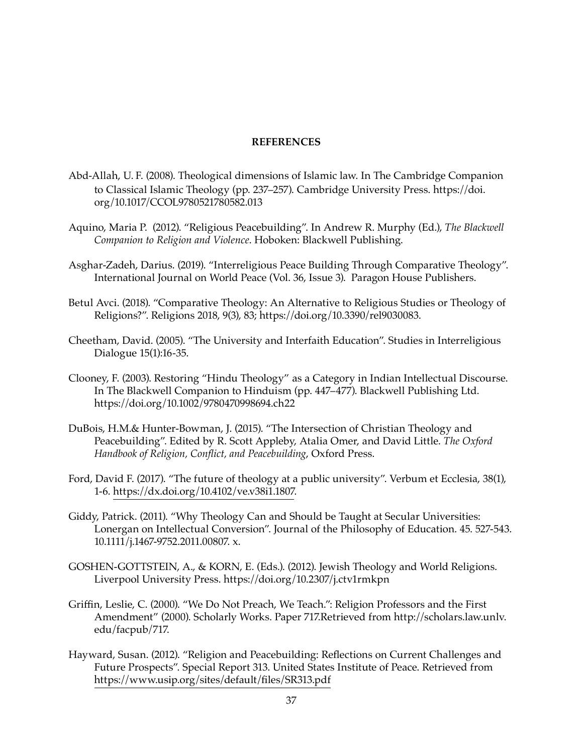**REFERENCES**

Abd-Allah, U. F. (2008). Theological dimensions of Islamic law. In The Cambridge Companion to Classical Islamic Theology (pp. 237–257). Cambridge University Press. https://doi.org/10.1017/CCOL9780521780582.013

Aquino, Maria P. (2012). "Religious Peacebuilding". In Andrew R. Murphy (Ed.), *The Blackwell Companion to Religion and Violence*. Hoboken: Blackwell Publishing.

Asghar-Zadeh, Darius. (2019). "Interreligious Peace Building Through Comparative Theology". International Journal on World Peace (Vol. 36, Issue 3). Paragon House Publishers.

Betul Avci. (2018). "Comparative Theology: An Alternative to Religious Studies or Theology of Religions?". Religions 2018, 9(3), 83; https://doi.org/10.3390/rel9030083.

Cheetham, David. (2005). "The University and Interfaith Education". Studies in Interreligious Dialogue 15(1):16-35.

Clooney, F. (2003). Restoring "Hindu Theology" as a Category in Indian Intellectual Discourse. In The Blackwell Companion to Hinduism (pp. 447–477). Blackwell Publishing Ltd. https://doi.org/10.1002/9780470998694.ch22

DuBois, H.M.& Hunter-Bowman, J. (2015). "The Intersection of Christian Theology and Peacebuilding". Edited by R. Scott Appleby, Atalia Omer, and David Little. *The Oxford Handbook of Religion, Conflict, and Peacebuilding*, Oxford Press.

Ford, David F. (2017). "The future of theology at a public university". Verbum et Ecclesia, 38(1), 1-6. https://dx.doi.org/10.4102/ve.v38i1.1807.

Giddy, Patrick. (2011). "Why Theology Can and Should be Taught at Secular Universities: Lonergan on Intellectual Conversion". Journal of the Philosophy of Education. 45. 527-543. 10.1111/j.1467-9752.2011.00807. x.

GOSHEN-GOTTSTEIN, A., & KORN, E. (Eds.). (2012). Jewish Theology and World Religions. Liverpool University Press. https://doi.org/10.2307/j.ctv1rmkpn

Griffin, Leslie, C. (2000). "We Do Not Preach, We Teach.": Religion Professors and the First Amendment" (2000). Scholarly Works. Paper 717.Retrieved from http://scholars.law.unlv.edu/facpub/717.

Hayward, Susan. (2012). "Religion and Peacebuilding: Reflections on Current Challenges and Future Prospects". Special Report 313. United States Institute of Peace. Retrieved from https://www.usip.org/sites/default/files/SR313.pdf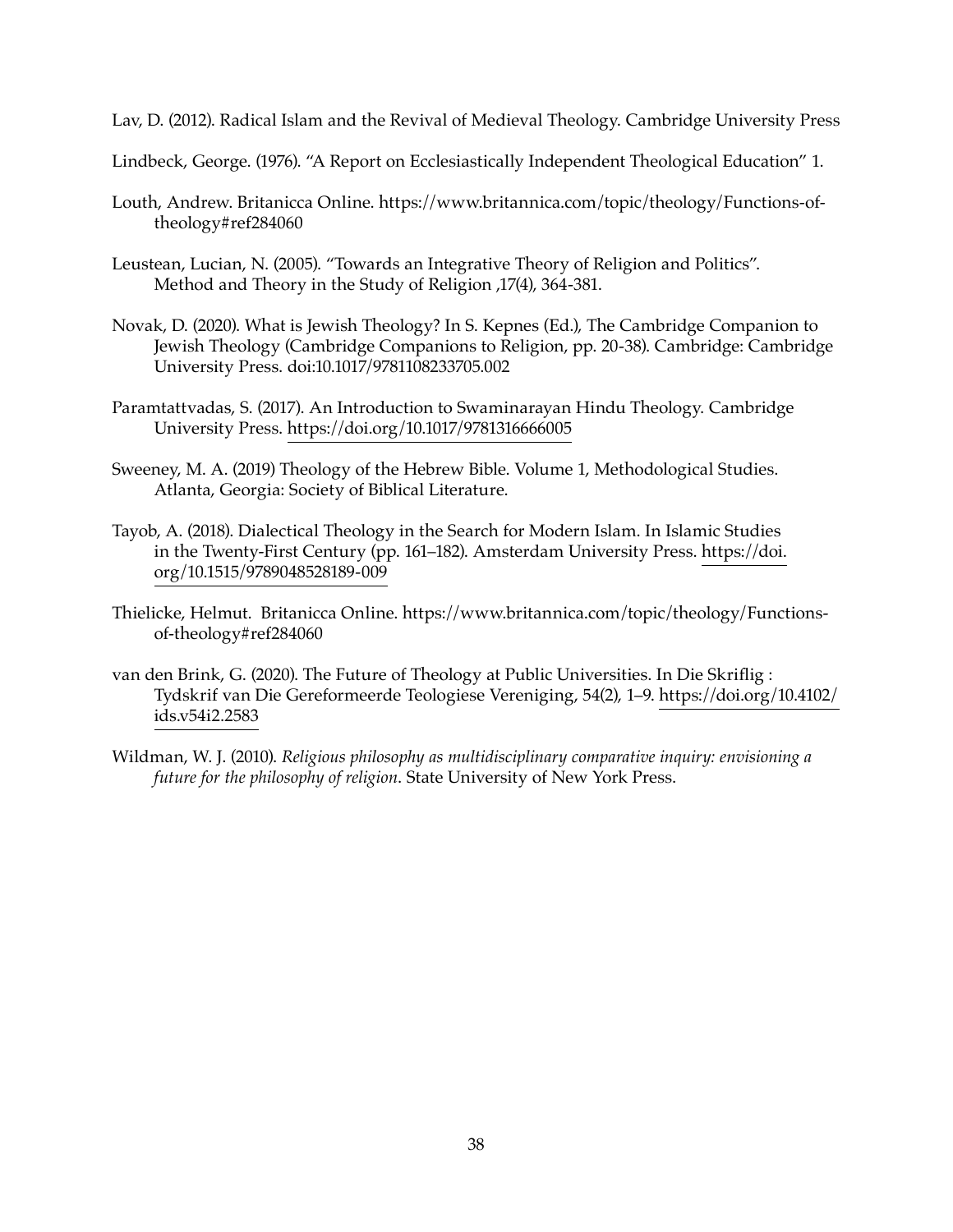Lav, D. (2012). Radical Islam and the Revival of Medieval Theology. Cambridge University Press

Lindbeck, George. (1976). "A Report on Ecclesiastically Independent Theological Education" 1.

Louth, Andrew. Britanicca Online. https://www.britannica.com/topic/theology/Functions-of-theology#ref284060

Leustean, Lucian, N. (2005). "Towards an Integrative Theory of Religion and Politics". Method and Theory in the Study of Religion ,17(4), 364-381.

Novak, D. (2020). What is Jewish Theology? In S. Kepnes (Ed.), The Cambridge Companion to Jewish Theology (Cambridge Companions to Religion, pp. 20-38). Cambridge: Cambridge University Press. doi:10.1017/9781108233705.002

Paramtattvadas, S. (2017). An Introduction to Swaminarayan Hindu Theology. Cambridge University Press. https://doi.org/10.1017/9781316666005

Sweeney, M. A. (2019) Theology of the Hebrew Bible. Volume 1, Methodological Studies. Atlanta, Georgia: Society of Biblical Literature.

Tayob, A. (2018). Dialectical Theology in the Search for Modern Islam. In Islamic Studies in the Twenty-First Century (pp. 161–182). Amsterdam University Press. https://doi.org/10.1515/9789048528189-009

Thielicke, Helmut. Britanicca Online. https://www.britannica.com/topic/theology/Functions-of-theology#ref284060

van den Brink, G. (2020). The Future of Theology at Public Universities. In Die Skriflig : Tydskrif van Die Gereformeerde Teologiese Vereniging, 54(2), 1–9. https://doi.org/10.4102/ids.v54i2.2583

Wildman, W. J. (2010). *Religious philosophy as multidisciplinary comparative inquiry: envisioning a future for the philosophy of religion*. State University of New York Press.